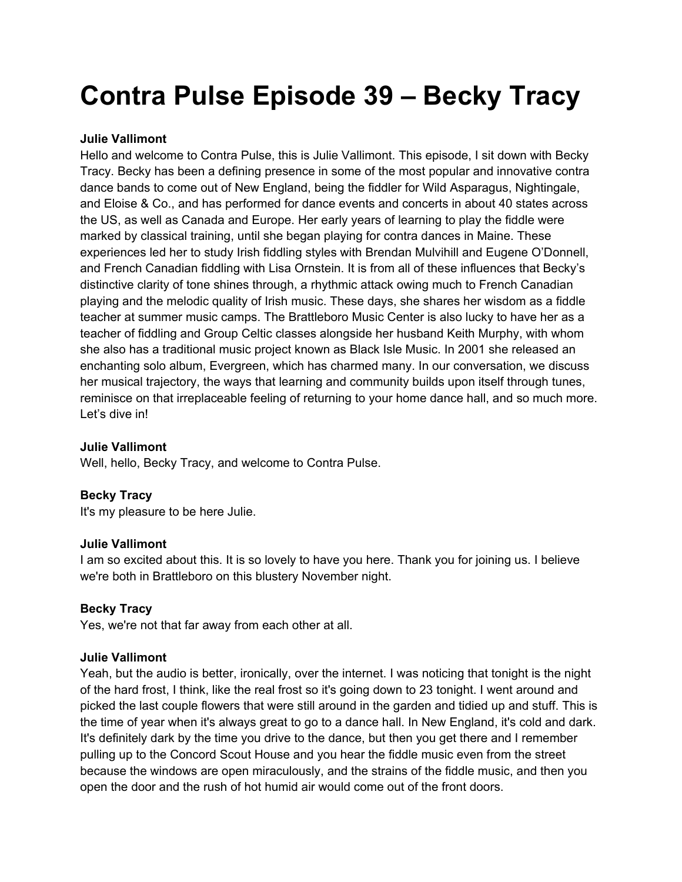# Contra Pulse Episode 39 – Becky Tracy

**Julie Vallimont**
Hello and welcome to Contra Pulse, this is Julie Vallimont. This episode, I sit down with Becky Tracy. Becky has been a defining presence in some of the most popular and innovative contra dance bands to come out of New England, being the fiddler for Wild Asparagus, Nightingale, and Eloise & Co., and has performed for dance events and concerts in about 40 states across the US, as well as Canada and Europe. Her early years of learning to play the fiddle were marked by classical training, until she began playing for contra dances in Maine. These experiences led her to study Irish fiddling styles with Brendan Mulvihill and Eugene O'Donnell, and French Canadian fiddling with Lisa Ornstein. It is from all of these influences that Becky's distinctive clarity of tone shines through, a rhythmic attack owing much to French Canadian playing and the melodic quality of Irish music. These days, she shares her wisdom as a fiddle teacher at summer music camps. The Brattleboro Music Center is also lucky to have her as a teacher of fiddling and Group Celtic classes alongside her husband Keith Murphy, with whom she also has a traditional music project known as Black Isle Music. In 2001 she released an enchanting solo album, Evergreen, which has charmed many. In our conversation, we discuss her musical trajectory, the ways that learning and community builds upon itself through tunes, reminisce on that irreplaceable feeling of returning to your home dance hall, and so much more. Let's dive in!

**Julie Vallimont**
Well, hello, Becky Tracy, and welcome to Contra Pulse.

**Becky Tracy**
It's my pleasure to be here Julie.

**Julie Vallimont**
I am so excited about this. It is so lovely to have you here. Thank you for joining us. I believe we're both in Brattleboro on this blustery November night.

**Becky Tracy**
Yes, we're not that far away from each other at all.

**Julie Vallimont**
Yeah, but the audio is better, ironically, over the internet. I was noticing that tonight is the night of the hard frost, I think, like the real frost so it's going down to 23 tonight. I went around and picked the last couple flowers that were still around in the garden and tidied up and stuff. This is the time of year when it's always great to go to a dance hall. In New England, it's cold and dark. It's definitely dark by the time you drive to the dance, but then you get there and I remember pulling up to the Concord Scout House and you hear the fiddle music even from the street because the windows are open miraculously, and the strains of the fiddle music, and then you open the door and the rush of hot humid air would come out of the front doors.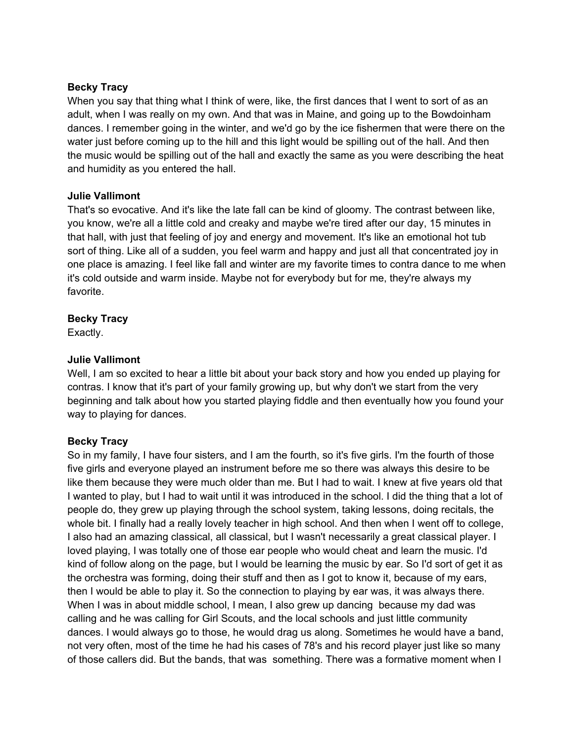**Becky Tracy**
When you say that thing what I think of were, like, the first dances that I went to sort of as an adult, when I was really on my own. And that was in Maine, and going up to the Bowdoinham dances. I remember going in the winter, and we'd go by the ice fishermen that were there on the water just before coming up to the hill and this light would be spilling out of the hall. And then the music would be spilling out of the hall and exactly the same as you were describing the heat and humidity as you entered the hall.

**Julie Vallimont**
That's so evocative. And it's like the late fall can be kind of gloomy. The contrast between like, you know, we're all a little cold and creaky and maybe we're tired after our day, 15 minutes in that hall, with just that feeling of joy and energy and movement. It's like an emotional hot tub sort of thing. Like all of a sudden, you feel warm and happy and just all that concentrated joy in one place is amazing. I feel like fall and winter are my favorite times to contra dance to me when it's cold outside and warm inside. Maybe not for everybody but for me, they're always my favorite.

**Becky Tracy**
Exactly.

**Julie Vallimont**
Well, I am so excited to hear a little bit about your back story and how you ended up playing for contras. I know that it's part of your family growing up, but why don't we start from the very beginning and talk about how you started playing fiddle and then eventually how you found your way to playing for dances.

**Becky Tracy**
So in my family, I have four sisters, and I am the fourth, so it's five girls. I'm the fourth of those five girls and everyone played an instrument before me so there was always this desire to be like them because they were much older than me. But I had to wait. I knew at five years old that I wanted to play, but I had to wait until it was introduced in the school. I did the thing that a lot of people do, they grew up playing through the school system, taking lessons, doing recitals, the whole bit. I finally had a really lovely teacher in high school. And then when I went off to college, I also had an amazing classical, all classical, but I wasn't necessarily a great classical player. I loved playing, I was totally one of those ear people who would cheat and learn the music. I'd kind of follow along on the page, but I would be learning the music by ear. So I'd sort of get it as the orchestra was forming, doing their stuff and then as I got to know it, because of my ears, then I would be able to play it. So the connection to playing by ear was, it was always there. When I was in about middle school, I mean, I also grew up dancing because my dad was calling and he was calling for Girl Scouts, and the local schools and just little community dances. I would always go to those, he would drag us along. Sometimes he would have a band, not very often, most of the time he had his cases of 78's and his record player just like so many of those callers did. But the bands, that was something. There was a formative moment when I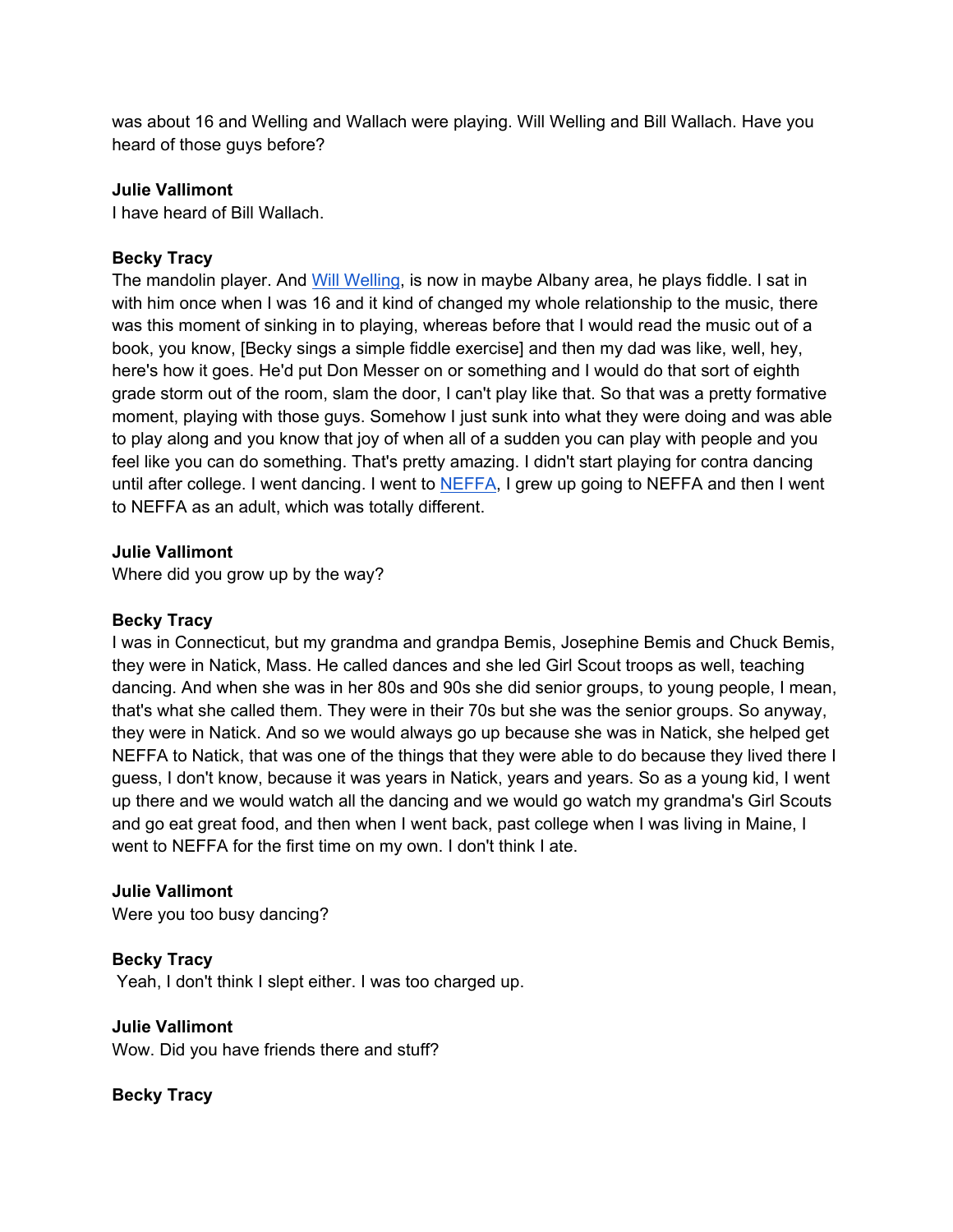was about 16 and Welling and Wallach were playing. Will Welling and Bill Wallach. Have you heard of those guys before?

**Julie Vallimont**
I have heard of Bill Wallach.

**Becky Tracy**
The mandolin player. And Will Welling, is now in maybe Albany area, he plays fiddle. I sat in with him once when I was 16 and it kind of changed my whole relationship to the music, there was this moment of sinking in to playing, whereas before that I would read the music out of a book, you know, [Becky sings a simple fiddle exercise] and then my dad was like, well, hey, here's how it goes. He'd put Don Messer on or something and I would do that sort of eighth grade storm out of the room, slam the door, I can't play like that. So that was a pretty formative moment, playing with those guys. Somehow I just sunk into what they were doing and was able to play along and you know that joy of when all of a sudden you can play with people and you feel like you can do something. That's pretty amazing. I didn't start playing for contra dancing until after college. I went dancing. I went to NEFFA, I grew up going to NEFFA and then I went to NEFFA as an adult, which was totally different.

**Julie Vallimont**
Where did you grow up by the way?

**Becky Tracy**
I was in Connecticut, but my grandma and grandpa Bemis, Josephine Bemis and Chuck Bemis, they were in Natick, Mass. He called dances and she led Girl Scout troops as well, teaching dancing. And when she was in her 80s and 90s she did senior groups, to young people, I mean, that's what she called them. They were in their 70s but she was the senior groups. So anyway, they were in Natick. And so we would always go up because she was in Natick, she helped get NEFFA to Natick, that was one of the things that they were able to do because they lived there I guess, I don't know, because it was years in Natick, years and years. So as a young kid, I went up there and we would watch all the dancing and we would go watch my grandma's Girl Scouts and go eat great food, and then when I went back, past college when I was living in Maine, I went to NEFFA for the first time on my own. I don't think I ate.

**Julie Vallimont**
Were you too busy dancing?

**Becky Tracy**
Yeah, I don't think I slept either. I was too charged up.

**Julie Vallimont**
Wow. Did you have friends there and stuff?

**Becky Tracy**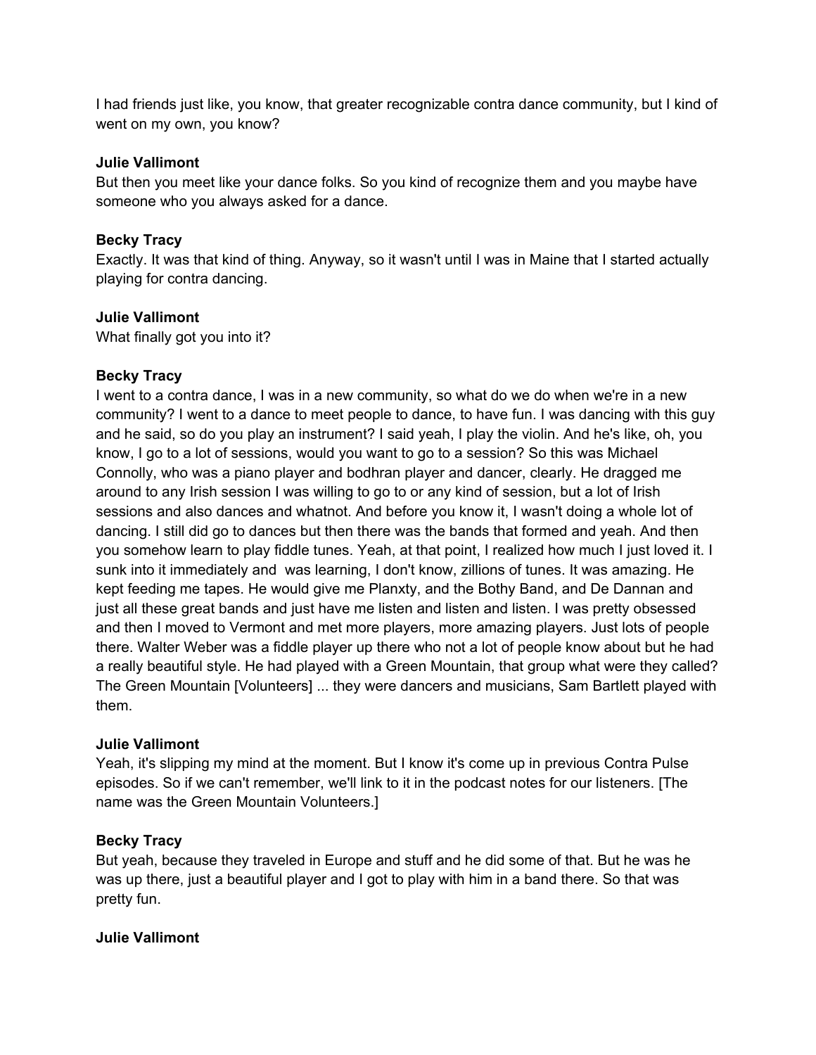I had friends just like, you know, that greater recognizable contra dance community, but I kind of went on my own, you know?

**Julie Vallimont**
But then you meet like your dance folks. So you kind of recognize them and you maybe have someone who you always asked for a dance.

**Becky Tracy**
Exactly. It was that kind of thing. Anyway, so it wasn't until I was in Maine that I started actually playing for contra dancing.

**Julie Vallimont**
What finally got you into it?

**Becky Tracy**
I went to a contra dance, I was in a new community, so what do we do when we're in a new community? I went to a dance to meet people to dance, to have fun. I was dancing with this guy and he said, so do you play an instrument? I said yeah, I play the violin. And he's like, oh, you know, I go to a lot of sessions, would you want to go to a session? So this was Michael Connolly, who was a piano player and bodhran player and dancer, clearly. He dragged me around to any Irish session I was willing to go to or any kind of session, but a lot of Irish sessions and also dances and whatnot. And before you know it, I wasn't doing a whole lot of dancing. I still did go to dances but then there was the bands that formed and yeah. And then you somehow learn to play fiddle tunes. Yeah, at that point, I realized how much I just loved it. I sunk into it immediately and was learning, I don't know, zillions of tunes. It was amazing. He kept feeding me tapes. He would give me Planxty, and the Bothy Band, and De Dannan and just all these great bands and just have me listen and listen and listen. I was pretty obsessed and then I moved to Vermont and met more players, more amazing players. Just lots of people there. Walter Weber was a fiddle player up there who not a lot of people know about but he had a really beautiful style. He had played with a Green Mountain, that group what were they called? The Green Mountain [Volunteers] ... they were dancers and musicians, Sam Bartlett played with them.

**Julie Vallimont**
Yeah, it's slipping my mind at the moment. But I know it's come up in previous Contra Pulse episodes. So if we can't remember, we'll link to it in the podcast notes for our listeners. [The name was the Green Mountain Volunteers.]

**Becky Tracy**
But yeah, because they traveled in Europe and stuff and he did some of that. But he was he was up there, just a beautiful player and I got to play with him in a band there. So that was pretty fun.

**Julie Vallimont**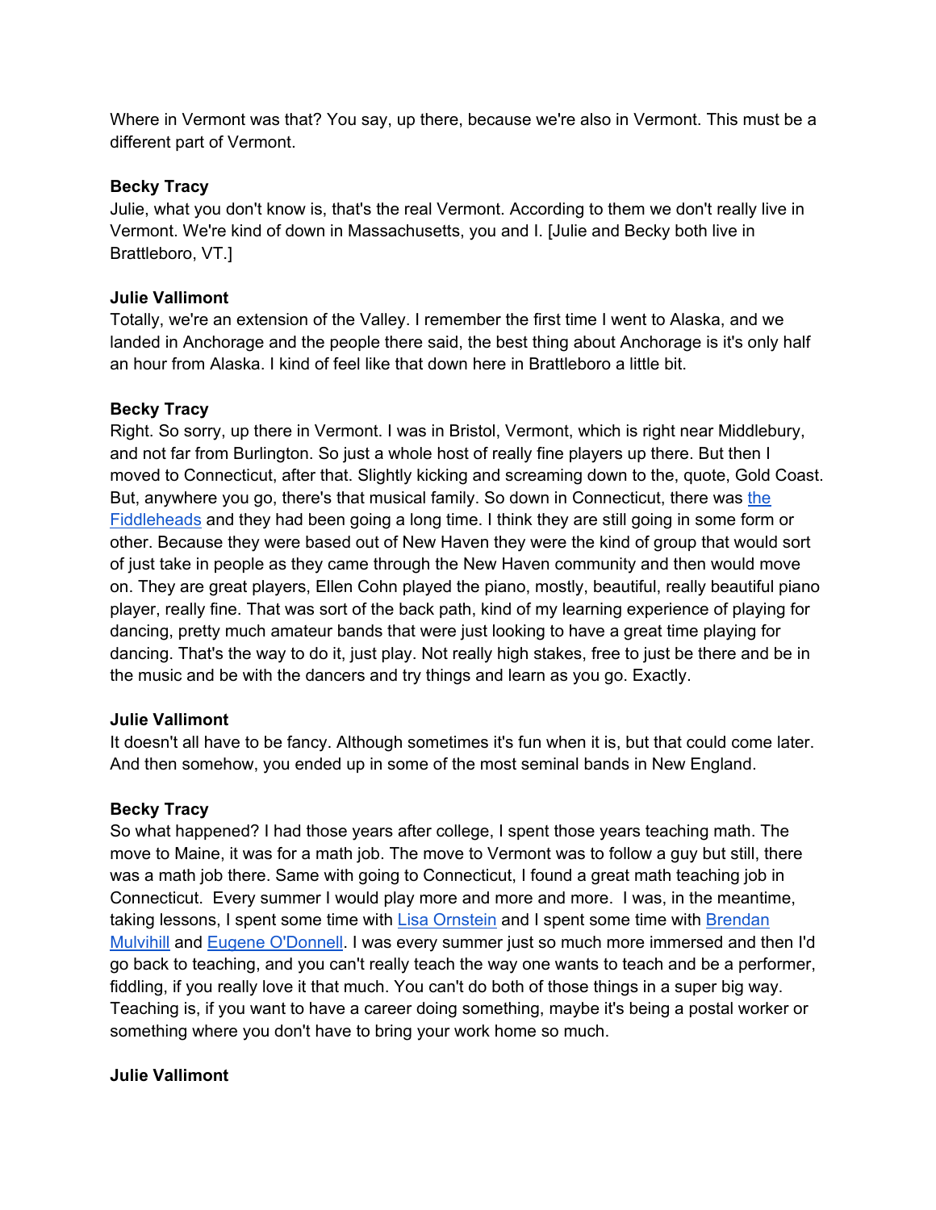Where in Vermont was that? You say, up there, because we're also in Vermont. This must be a different part of Vermont.

**Becky Tracy**
Julie, what you don't know is, that's the real Vermont. According to them we don't really live in Vermont. We're kind of down in Massachusetts, you and I. [Julie and Becky both live in Brattleboro, VT.]

**Julie Vallimont**
Totally, we're an extension of the Valley. I remember the first time I went to Alaska, and we landed in Anchorage and the people there said, the best thing about Anchorage is it's only half an hour from Alaska. I kind of feel like that down here in Brattleboro a little bit.

**Becky Tracy**
Right. So sorry, up there in Vermont. I was in Bristol, Vermont, which is right near Middlebury, and not far from Burlington. So just a whole host of really fine players up there. But then I moved to Connecticut, after that. Slightly kicking and screaming down to the, quote, Gold Coast. But, anywhere you go, there's that musical family. So down in Connecticut, there was the Fiddleheads and they had been going a long time. I think they are still going in some form or other. Because they were based out of New Haven they were the kind of group that would sort of just take in people as they came through the New Haven community and then would move on. They are great players, Ellen Cohn played the piano, mostly, beautiful, really beautiful piano player, really fine. That was sort of the back path, kind of my learning experience of playing for dancing, pretty much amateur bands that were just looking to have a great time playing for dancing. That's the way to do it, just play. Not really high stakes, free to just be there and be in the music and be with the dancers and try things and learn as you go. Exactly.

**Julie Vallimont**
It doesn't all have to be fancy. Although sometimes it's fun when it is, but that could come later. And then somehow, you ended up in some of the most seminal bands in New England.

**Becky Tracy**
So what happened? I had those years after college, I spent those years teaching math. The move to Maine, it was for a math job. The move to Vermont was to follow a guy but still, there was a math job there. Same with going to Connecticut, I found a great math teaching job in Connecticut. Every summer I would play more and more and more. I was, in the meantime, taking lessons, I spent some time with Lisa Ornstein and I spent some time with Brendan Mulvihill and Eugene O'Donnell. I was every summer just so much more immersed and then I'd go back to teaching, and you can't really teach the way one wants to teach and be a performer, fiddling, if you really love it that much. You can't do both of those things in a super big way. Teaching is, if you want to have a career doing something, maybe it's being a postal worker or something where you don't have to bring your work home so much.

**Julie Vallimont**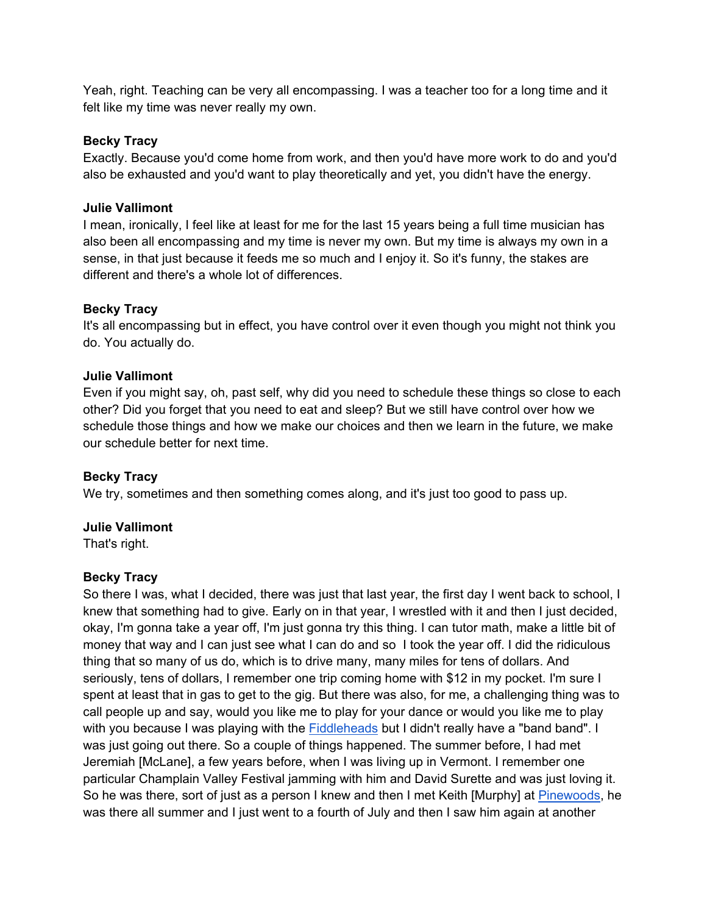Yeah, right. Teaching can be very all encompassing. I was a teacher too for a long time and it felt like my time was never really my own.

**Becky Tracy**
Exactly. Because you'd come home from work, and then you'd have more work to do and you'd also be exhausted and you'd want to play theoretically and yet, you didn't have the energy.

**Julie Vallimont**
I mean, ironically, I feel like at least for me for the last 15 years being a full time musician has also been all encompassing and my time is never my own. But my time is always my own in a sense, in that just because it feeds me so much and I enjoy it. So it's funny, the stakes are different and there's a whole lot of differences.

**Becky Tracy**
It's all encompassing but in effect, you have control over it even though you might not think you do. You actually do.

**Julie Vallimont**
Even if you might say, oh, past self, why did you need to schedule these things so close to each other? Did you forget that you need to eat and sleep? But we still have control over how we schedule those things and how we make our choices and then we learn in the future, we make our schedule better for next time.

**Becky Tracy**
We try, sometimes and then something comes along, and it's just too good to pass up.

**Julie Vallimont**
That's right.

**Becky Tracy**
So there I was, what I decided, there was just that last year, the first day I went back to school, I knew that something had to give. Early on in that year, I wrestled with it and then I just decided, okay, I'm gonna take a year off, I'm just gonna try this thing. I can tutor math, make a little bit of money that way and I can just see what I can do and so I took the year off. I did the ridiculous thing that so many of us do, which is to drive many, many miles for tens of dollars. And seriously, tens of dollars, I remember one trip coming home with $12 in my pocket. I'm sure I spent at least that in gas to get to the gig. But there was also, for me, a challenging thing was to call people up and say, would you like me to play for your dance or would you like me to play with you because I was playing with the Fiddleheads but I didn't really have a "band band". I was just going out there. So a couple of things happened. The summer before, I had met Jeremiah [McLane], a few years before, when I was living up in Vermont. I remember one particular Champlain Valley Festival jamming with him and David Surette and was just loving it. So he was there, sort of just as a person I knew and then I met Keith [Murphy] at Pinewoods, he was there all summer and I just went to a fourth of July and then I saw him again at another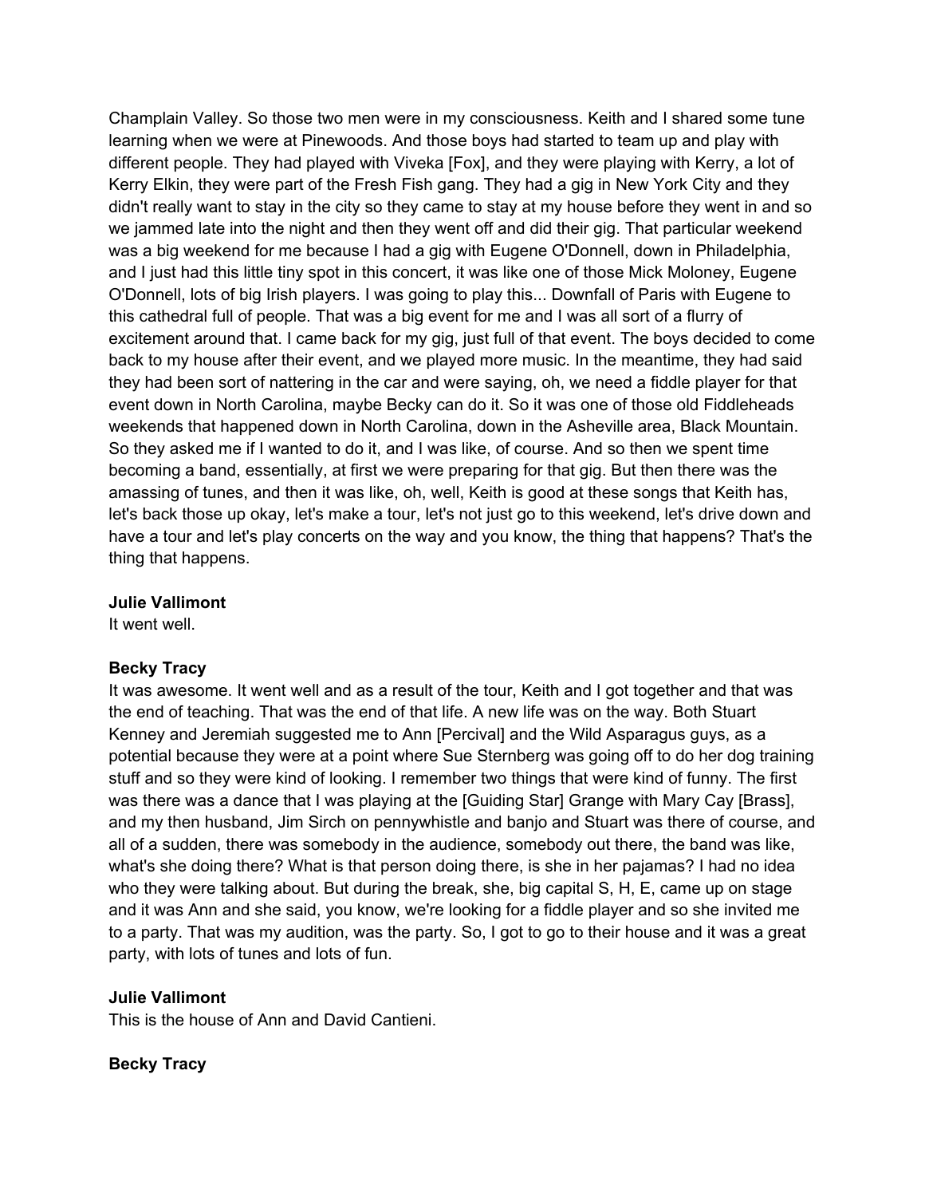Champlain Valley. So those two men were in my consciousness. Keith and I shared some tune learning when we were at Pinewoods. And those boys had started to team up and play with different people. They had played with Viveka [Fox], and they were playing with Kerry, a lot of Kerry Elkin, they were part of the Fresh Fish gang. They had a gig in New York City and they didn't really want to stay in the city so they came to stay at my house before they went in and so we jammed late into the night and then they went off and did their gig. That particular weekend was a big weekend for me because I had a gig with Eugene O'Donnell, down in Philadelphia, and I just had this little tiny spot in this concert, it was like one of those Mick Moloney, Eugene O'Donnell, lots of big Irish players. I was going to play this... Downfall of Paris with Eugene to this cathedral full of people. That was a big event for me and I was all sort of a flurry of excitement around that. I came back for my gig, just full of that event. The boys decided to come back to my house after their event, and we played more music. In the meantime, they had said they had been sort of nattering in the car and were saying, oh, we need a fiddle player for that event down in North Carolina, maybe Becky can do it. So it was one of those old Fiddleheads weekends that happened down in North Carolina, down in the Asheville area, Black Mountain. So they asked me if I wanted to do it, and I was like, of course. And so then we spent time becoming a band, essentially, at first we were preparing for that gig. But then there was the amassing of tunes, and then it was like, oh, well, Keith is good at these songs that Keith has, let's back those up okay, let's make a tour, let's not just go to this weekend, let's drive down and have a tour and let's play concerts on the way and you know, the thing that happens? That's the thing that happens.

**Julie Vallimont**
It went well.

**Becky Tracy**
It was awesome. It went well and as a result of the tour, Keith and I got together and that was the end of teaching. That was the end of that life. A new life was on the way. Both Stuart Kenney and Jeremiah suggested me to Ann [Percival] and the Wild Asparagus guys, as a potential because they were at a point where Sue Sternberg was going off to do her dog training stuff and so they were kind of looking. I remember two things that were kind of funny. The first was there was a dance that I was playing at the [Guiding Star] Grange with Mary Cay [Brass], and my then husband, Jim Sirch on pennywhistle and banjo and Stuart was there of course, and all of a sudden, there was somebody in the audience, somebody out there, the band was like, what's she doing there? What is that person doing there, is she in her pajamas? I had no idea who they were talking about. But during the break, she, big capital S, H, E, came up on stage and it was Ann and she said, you know, we're looking for a fiddle player and so she invited me to a party. That was my audition, was the party. So, I got to go to their house and it was a great party, with lots of tunes and lots of fun.

**Julie Vallimont**
This is the house of Ann and David Cantieni.

**Becky Tracy**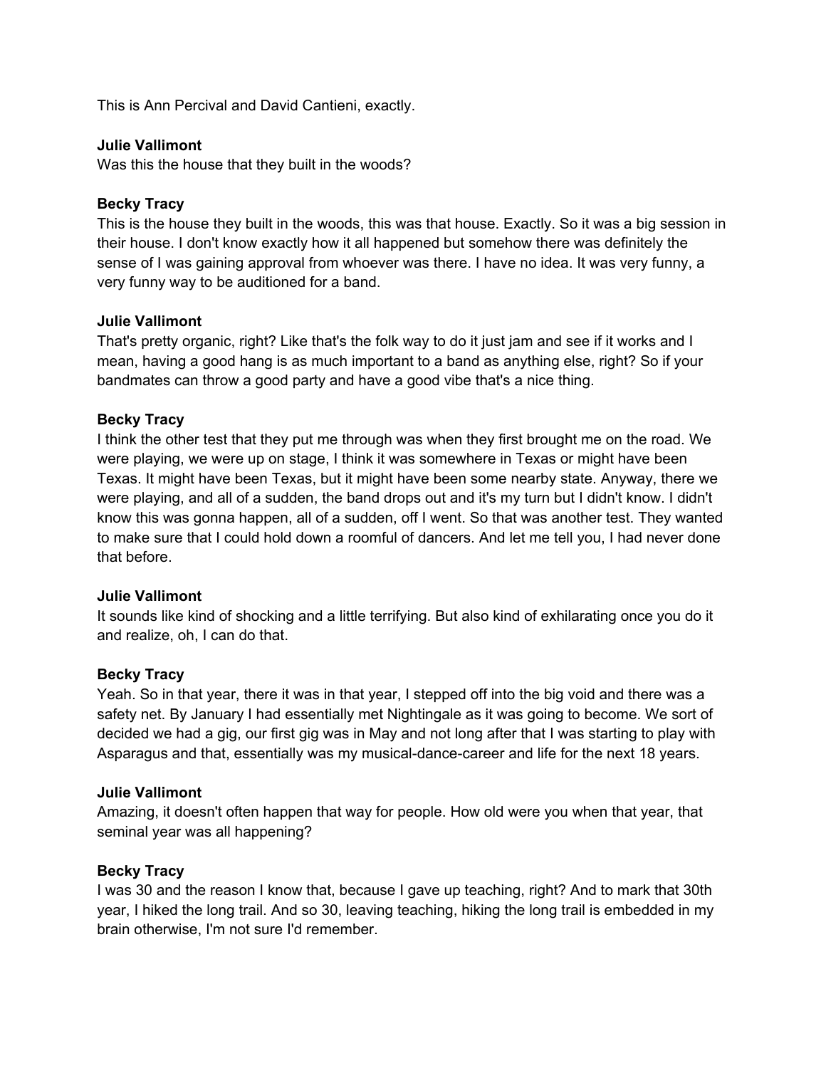This is Ann Percival and David Cantieni, exactly.

**Julie Vallimont**
Was this the house that they built in the woods?

**Becky Tracy**
This is the house they built in the woods, this was that house. Exactly. So it was a big session in their house. I don't know exactly how it all happened but somehow there was definitely the sense of I was gaining approval from whoever was there. I have no idea. It was very funny, a very funny way to be auditioned for a band.

**Julie Vallimont**
That's pretty organic, right? Like that's the folk way to do it just jam and see if it works and I mean, having a good hang is as much important to a band as anything else, right? So if your bandmates can throw a good party and have a good vibe that's a nice thing.

**Becky Tracy**
I think the other test that they put me through was when they first brought me on the road. We were playing, we were up on stage, I think it was somewhere in Texas or might have been Texas. It might have been Texas, but it might have been some nearby state. Anyway, there we were playing, and all of a sudden, the band drops out and it's my turn but I didn't know. I didn't know this was gonna happen, all of a sudden, off I went. So that was another test. They wanted to make sure that I could hold down a roomful of dancers. And let me tell you, I had never done that before.

**Julie Vallimont**
It sounds like kind of shocking and a little terrifying. But also kind of exhilarating once you do it and realize, oh, I can do that.

**Becky Tracy**
Yeah. So in that year, there it was in that year, I stepped off into the big void and there was a safety net. By January I had essentially met Nightingale as it was going to become. We sort of decided we had a gig, our first gig was in May and not long after that I was starting to play with Asparagus and that, essentially was my musical-dance-career and life for the next 18 years.

**Julie Vallimont**
Amazing, it doesn't often happen that way for people. How old were you when that year, that seminal year was all happening?

**Becky Tracy**
I was 30 and the reason I know that, because I gave up teaching, right? And to mark that 30th year, I hiked the long trail. And so 30, leaving teaching, hiking the long trail is embedded in my brain otherwise, I'm not sure I'd remember.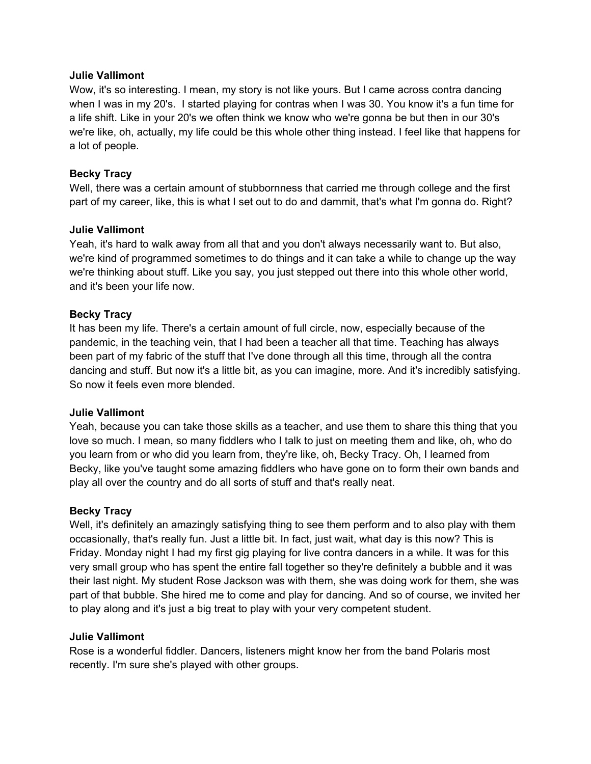**Julie Vallimont**
Wow, it's so interesting. I mean, my story is not like yours. But I came across contra dancing when I was in my 20's. I started playing for contras when I was 30. You know it's a fun time for a life shift. Like in your 20's we often think we know who we're gonna be but then in our 30's we're like, oh, actually, my life could be this whole other thing instead. I feel like that happens for a lot of people.

**Becky Tracy**
Well, there was a certain amount of stubbornness that carried me through college and the first part of my career, like, this is what I set out to do and dammit, that's what I'm gonna do. Right?

**Julie Vallimont**
Yeah, it's hard to walk away from all that and you don't always necessarily want to. But also, we're kind of programmed sometimes to do things and it can take a while to change up the way we're thinking about stuff. Like you say, you just stepped out there into this whole other world, and it's been your life now.

**Becky Tracy**
It has been my life. There's a certain amount of full circle, now, especially because of the pandemic, in the teaching vein, that I had been a teacher all that time. Teaching has always been part of my fabric of the stuff that I've done through all this time, through all the contra dancing and stuff. But now it's a little bit, as you can imagine, more. And it's incredibly satisfying. So now it feels even more blended.

**Julie Vallimont**
Yeah, because you can take those skills as a teacher, and use them to share this thing that you love so much. I mean, so many fiddlers who I talk to just on meeting them and like, oh, who do you learn from or who did you learn from, they're like, oh, Becky Tracy. Oh, I learned from Becky, like you've taught some amazing fiddlers who have gone on to form their own bands and play all over the country and do all sorts of stuff and that's really neat.

**Becky Tracy**
Well, it's definitely an amazingly satisfying thing to see them perform and to also play with them occasionally, that's really fun. Just a little bit. In fact, just wait, what day is this now? This is Friday. Monday night I had my first gig playing for live contra dancers in a while. It was for this very small group who has spent the entire fall together so they're definitely a bubble and it was their last night. My student Rose Jackson was with them, she was doing work for them, she was part of that bubble. She hired me to come and play for dancing. And so of course, we invited her to play along and it's just a big treat to play with your very competent student.

**Julie Vallimont**
Rose is a wonderful fiddler. Dancers, listeners might know her from the band Polaris most recently. I'm sure she's played with other groups.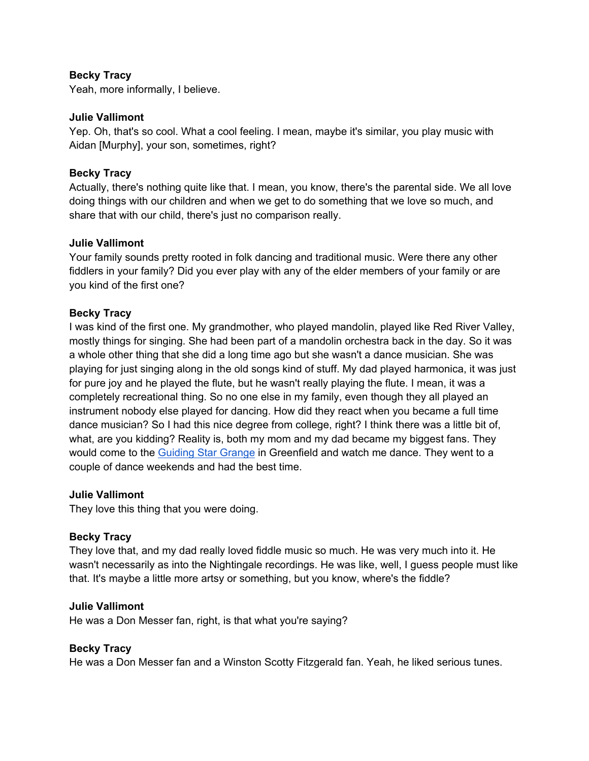**Becky Tracy**
Yeah, more informally, I believe.

**Julie Vallimont**
Yep. Oh, that's so cool. What a cool feeling. I mean, maybe it's similar, you play music with Aidan [Murphy], your son, sometimes, right?

**Becky Tracy**
Actually, there's nothing quite like that. I mean, you know, there's the parental side. We all love doing things with our children and when we get to do something that we love so much, and share that with our child, there's just no comparison really.

**Julie Vallimont**
Your family sounds pretty rooted in folk dancing and traditional music. Were there any other fiddlers in your family? Did you ever play with any of the elder members of your family or are you kind of the first one?

**Becky Tracy**
I was kind of the first one. My grandmother, who played mandolin, played like Red River Valley, mostly things for singing. She had been part of a mandolin orchestra back in the day. So it was a whole other thing that she did a long time ago but she wasn't a dance musician. She was playing for just singing along in the old songs kind of stuff. My dad played harmonica, it was just for pure joy and he played the flute, but he wasn't really playing the flute. I mean, it was a completely recreational thing. So no one else in my family, even though they all played an instrument nobody else played for dancing. How did they react when you became a full time dance musician? So I had this nice degree from college, right? I think there was a little bit of, what, are you kidding? Reality is, both my mom and my dad became my biggest fans. They would come to the Guiding Star Grange in Greenfield and watch me dance. They went to a couple of dance weekends and had the best time.

**Julie Vallimont**
They love this thing that you were doing.

**Becky Tracy**
They love that, and my dad really loved fiddle music so much. He was very much into it. He wasn't necessarily as into the Nightingale recordings. He was like, well, I guess people must like that. It's maybe a little more artsy or something, but you know, where's the fiddle?

**Julie Vallimont**
He was a Don Messer fan, right, is that what you're saying?

**Becky Tracy**
He was a Don Messer fan and a Winston Scotty Fitzgerald fan. Yeah, he liked serious tunes.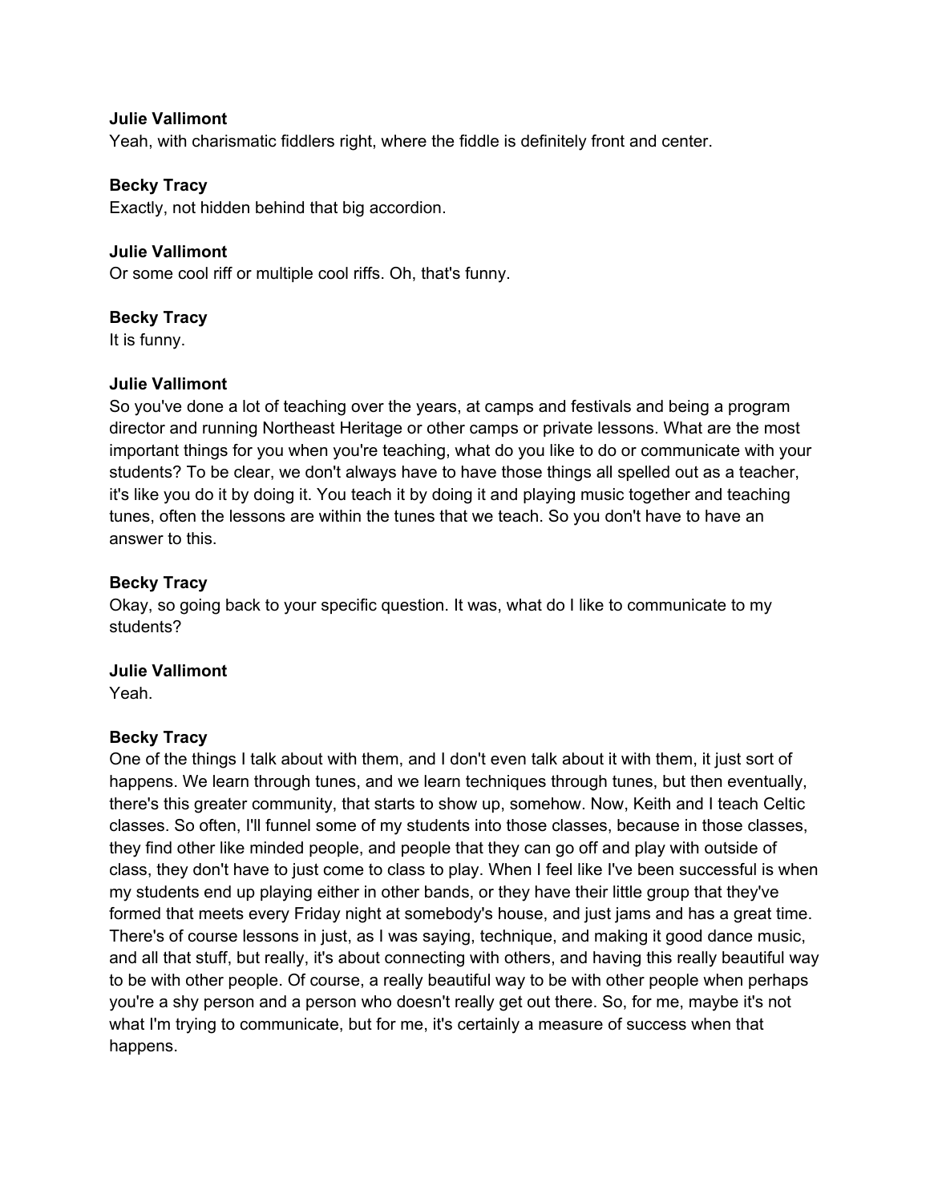**Julie Vallimont**
Yeah, with charismatic fiddlers right, where the fiddle is definitely front and center.

**Becky Tracy**
Exactly, not hidden behind that big accordion.

**Julie Vallimont**
Or some cool riff or multiple cool riffs. Oh, that's funny.

**Becky Tracy**
It is funny.

**Julie Vallimont**
So you've done a lot of teaching over the years, at camps and festivals and being a program director and running Northeast Heritage or other camps or private lessons. What are the most important things for you when you're teaching, what do you like to do or communicate with your students? To be clear, we don't always have to have those things all spelled out as a teacher, it's like you do it by doing it. You teach it by doing it and playing music together and teaching tunes, often the lessons are within the tunes that we teach. So you don't have to have an answer to this.

**Becky Tracy**
Okay, so going back to your specific question. It was, what do I like to communicate to my students?

**Julie Vallimont**
Yeah.

**Becky Tracy**
One of the things I talk about with them, and I don't even talk about it with them, it just sort of happens. We learn through tunes, and we learn techniques through tunes, but then eventually, there's this greater community, that starts to show up, somehow. Now, Keith and I teach Celtic classes. So often, I'll funnel some of my students into those classes, because in those classes, they find other like minded people, and people that they can go off and play with outside of class, they don't have to just come to class to play. When I feel like I've been successful is when my students end up playing either in other bands, or they have their little group that they've formed that meets every Friday night at somebody's house, and just jams and has a great time. There's of course lessons in just, as I was saying, technique, and making it good dance music, and all that stuff, but really, it's about connecting with others, and having this really beautiful way to be with other people. Of course, a really beautiful way to be with other people when perhaps you're a shy person and a person who doesn't really get out there. So, for me, maybe it's not what I'm trying to communicate, but for me, it's certainly a measure of success when that happens.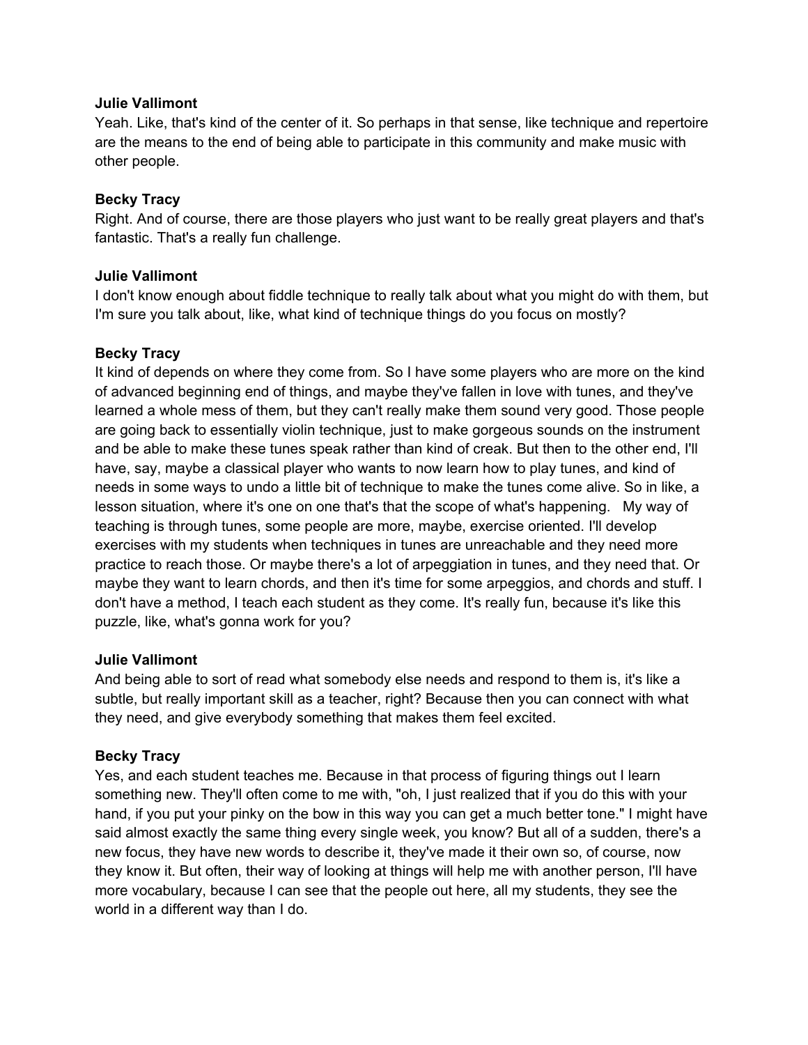**Julie Vallimont**
Yeah. Like, that's kind of the center of it. So perhaps in that sense, like technique and repertoire are the means to the end of being able to participate in this community and make music with other people.

**Becky Tracy**
Right. And of course, there are those players who just want to be really great players and that's fantastic. That's a really fun challenge.

**Julie Vallimont**
I don't know enough about fiddle technique to really talk about what you might do with them, but I'm sure you talk about, like, what kind of technique things do you focus on mostly?

**Becky Tracy**
It kind of depends on where they come from. So I have some players who are more on the kind of advanced beginning end of things, and maybe they've fallen in love with tunes, and they've learned a whole mess of them, but they can't really make them sound very good. Those people are going back to essentially violin technique, just to make gorgeous sounds on the instrument and be able to make these tunes speak rather than kind of creak. But then to the other end, I'll have, say, maybe a classical player who wants to now learn how to play tunes, and kind of needs in some ways to undo a little bit of technique to make the tunes come alive. So in like, a lesson situation, where it's one on one that's that the scope of what's happening. My way of teaching is through tunes, some people are more, maybe, exercise oriented. I'll develop exercises with my students when techniques in tunes are unreachable and they need more practice to reach those. Or maybe there's a lot of arpeggiation in tunes, and they need that. Or maybe they want to learn chords, and then it's time for some arpeggios, and chords and stuff. I don't have a method, I teach each student as they come. It's really fun, because it's like this puzzle, like, what's gonna work for you?

**Julie Vallimont**
And being able to sort of read what somebody else needs and respond to them is, it's like a subtle, but really important skill as a teacher, right? Because then you can connect with what they need, and give everybody something that makes them feel excited.

**Becky Tracy**
Yes, and each student teaches me. Because in that process of figuring things out I learn something new. They'll often come to me with, "oh, I just realized that if you do this with your hand, if you put your pinky on the bow in this way you can get a much better tone." I might have said almost exactly the same thing every single week, you know? But all of a sudden, there's a new focus, they have new words to describe it, they've made it their own so, of course, now they know it. But often, their way of looking at things will help me with another person, I'll have more vocabulary, because I can see that the people out here, all my students, they see the world in a different way than I do.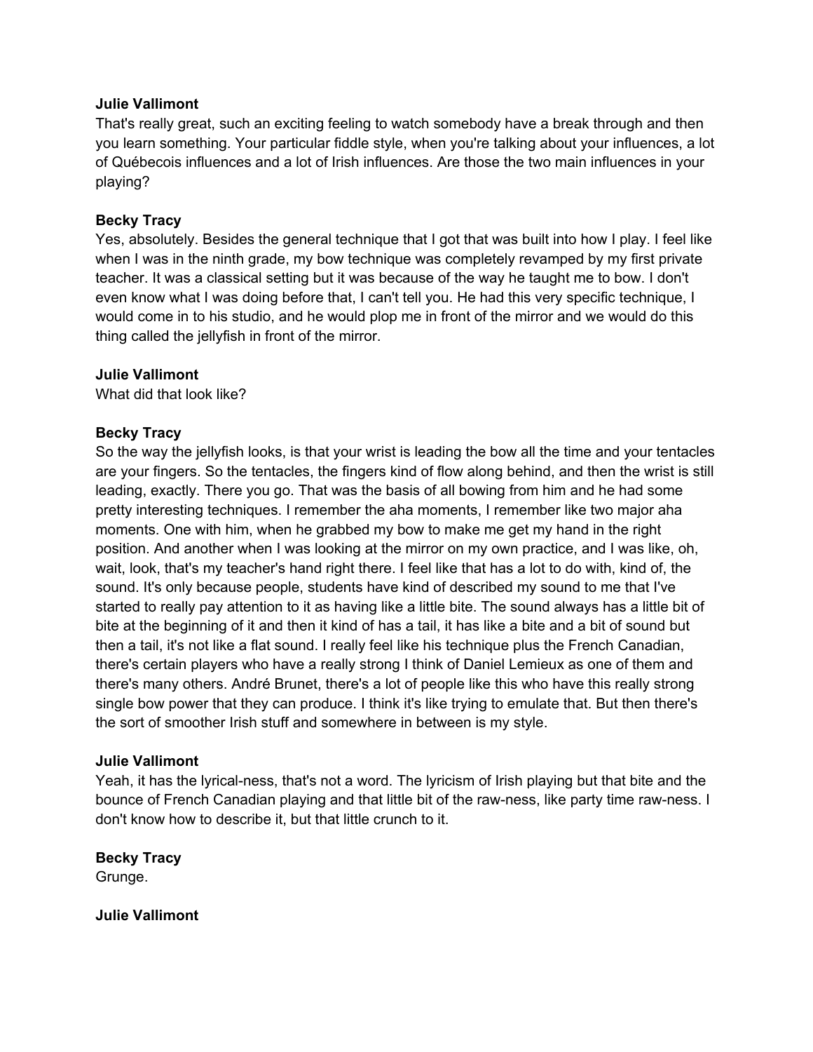**Julie Vallimont**
That's really great, such an exciting feeling to watch somebody have a break through and then you learn something. Your particular fiddle style, when you're talking about your influences, a lot of Québecois influences and a lot of Irish influences. Are those the two main influences in your playing?

**Becky Tracy**
Yes, absolutely. Besides the general technique that I got that was built into how I play. I feel like when I was in the ninth grade, my bow technique was completely revamped by my first private teacher. It was a classical setting but it was because of the way he taught me to bow. I don't even know what I was doing before that, I can't tell you. He had this very specific technique, I would come in to his studio, and he would plop me in front of the mirror and we would do this thing called the jellyfish in front of the mirror.

**Julie Vallimont**
What did that look like?

**Becky Tracy**
So the way the jellyfish looks, is that your wrist is leading the bow all the time and your tentacles are your fingers. So the tentacles, the fingers kind of flow along behind, and then the wrist is still leading, exactly. There you go. That was the basis of all bowing from him and he had some pretty interesting techniques. I remember the aha moments, I remember like two major aha moments. One with him, when he grabbed my bow to make me get my hand in the right position. And another when I was looking at the mirror on my own practice, and I was like, oh, wait, look, that's my teacher's hand right there. I feel like that has a lot to do with, kind of, the sound. It's only because people, students have kind of described my sound to me that I've started to really pay attention to it as having like a little bite. The sound always has a little bit of bite at the beginning of it and then it kind of has a tail, it has like a bite and a bit of sound but then a tail, it's not like a flat sound. I really feel like his technique plus the French Canadian, there's certain players who have a really strong I think of Daniel Lemieux as one of them and there's many others. André Brunet, there's a lot of people like this who have this really strong single bow power that they can produce. I think it's like trying to emulate that. But then there's the sort of smoother Irish stuff and somewhere in between is my style.

**Julie Vallimont**
Yeah, it has the lyrical-ness, that's not a word. The lyricism of Irish playing but that bite and the bounce of French Canadian playing and that little bit of the raw-ness, like party time raw-ness. I don't know how to describe it, but that little crunch to it.

**Becky Tracy**
Grunge.

**Julie Vallimont**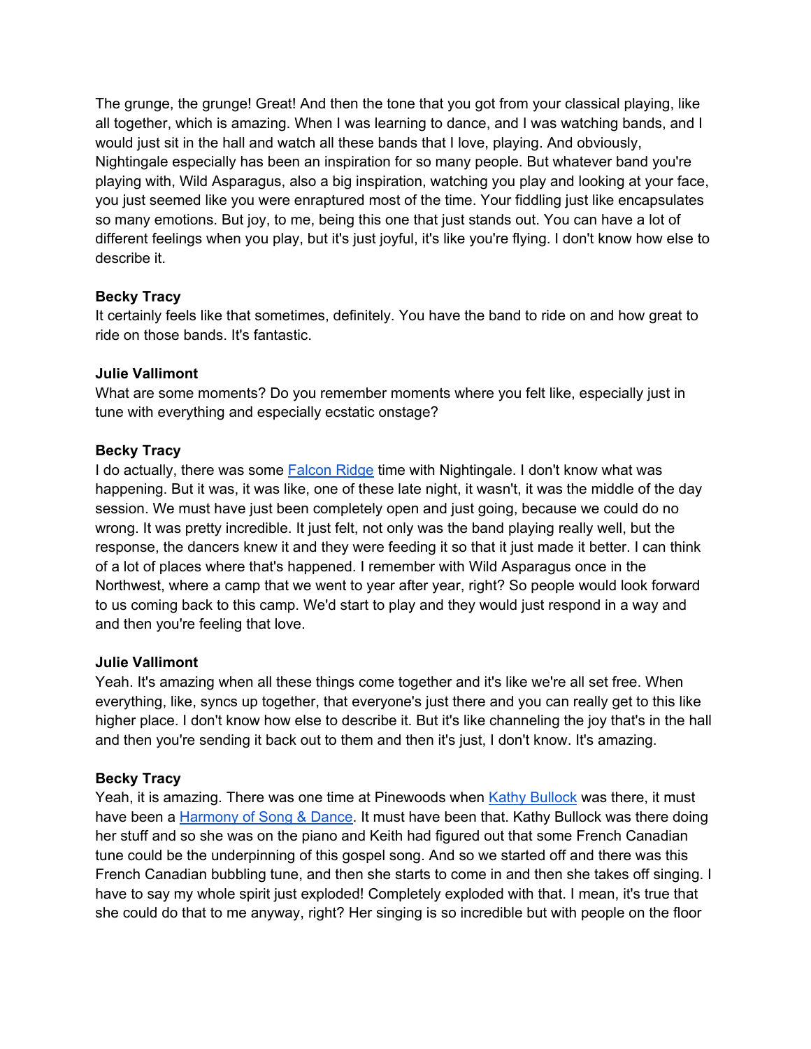The grunge, the grunge! Great! And then the tone that you got from your classical playing, like all together, which is amazing. When I was learning to dance, and I was watching bands, and I would just sit in the hall and watch all these bands that I love, playing. And obviously, Nightingale especially has been an inspiration for so many people. But whatever band you're playing with, Wild Asparagus, also a big inspiration, watching you play and looking at your face, you just seemed like you were enraptured most of the time. Your fiddling just like encapsulates so many emotions. But joy, to me, being this one that just stands out. You can have a lot of different feelings when you play, but it's just joyful, it's like you're flying. I don't know how else to describe it.

**Becky Tracy**
It certainly feels like that sometimes, definitely. You have the band to ride on and how great to ride on those bands. It's fantastic.

**Julie Vallimont**
What are some moments? Do you remember moments where you felt like, especially just in tune with everything and especially ecstatic onstage?

**Becky Tracy**
I do actually, there was some Falcon Ridge time with Nightingale. I don't know what was happening. But it was, it was like, one of these late night, it wasn't, it was the middle of the day session. We must have just been completely open and just going, because we could do no wrong. It was pretty incredible. It just felt, not only was the band playing really well, but the response, the dancers knew it and they were feeding it so that it just made it better. I can think of a lot of places where that's happened. I remember with Wild Asparagus once in the Northwest, where a camp that we went to year after year, right? So people would look forward to us coming back to this camp. We'd start to play and they would just respond in a way and and then you're feeling that love.

**Julie Vallimont**
Yeah. It's amazing when all these things come together and it's like we're all set free. When everything, like, syncs up together, that everyone's just there and you can really get to this like higher place. I don't know how else to describe it. But it's like channeling the joy that's in the hall and then you're sending it back out to them and then it's just, I don't know. It's amazing.

**Becky Tracy**
Yeah, it is amazing. There was one time at Pinewoods when Kathy Bullock was there, it must have been a Harmony of Song & Dance. It must have been that. Kathy Bullock was there doing her stuff and so she was on the piano and Keith had figured out that some French Canadian tune could be the underpinning of this gospel song. And so we started off and there was this French Canadian bubbling tune, and then she starts to come in and then she takes off singing. I have to say my whole spirit just exploded! Completely exploded with that. I mean, it's true that she could do that to me anyway, right? Her singing is so incredible but with people on the floor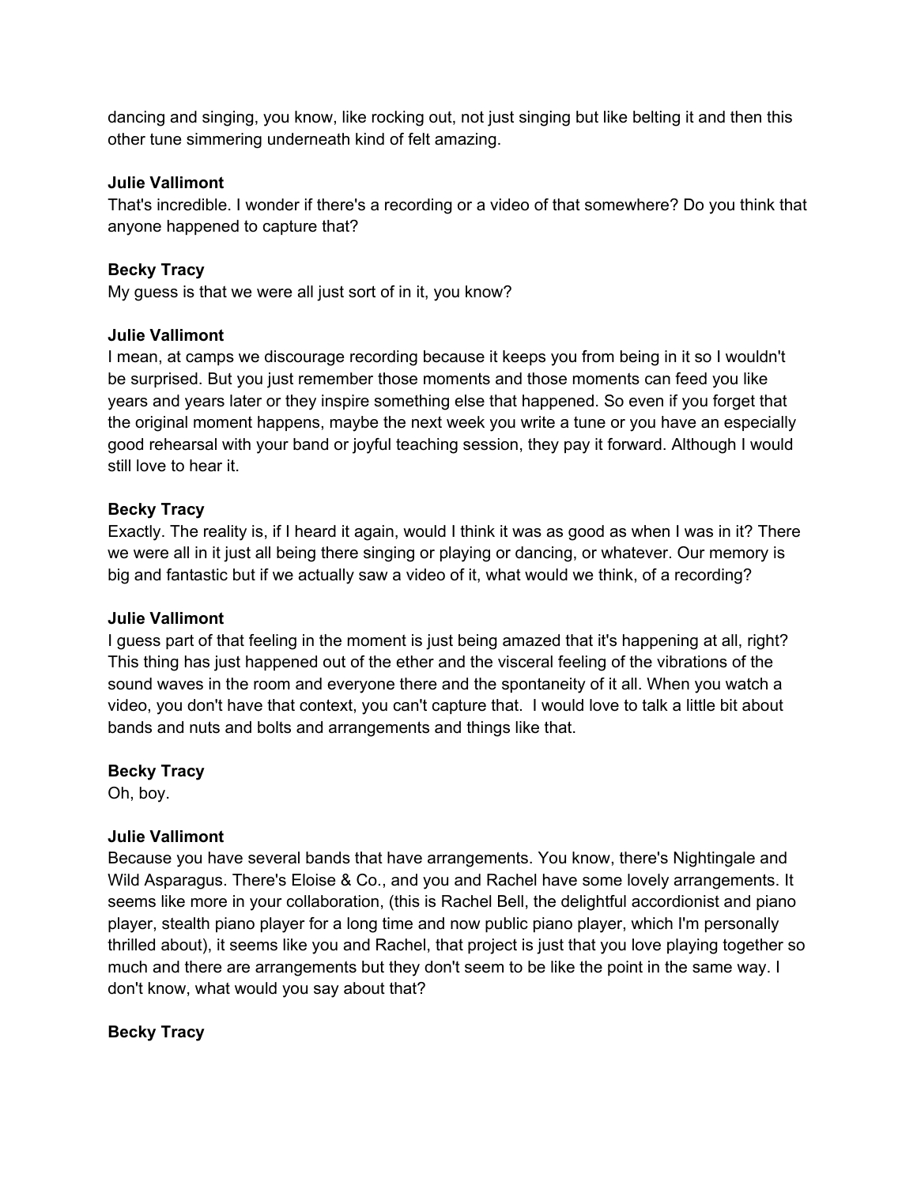dancing and singing, you know, like rocking out, not just singing but like belting it and then this other tune simmering underneath kind of felt amazing.

**Julie Vallimont**
That's incredible. I wonder if there's a recording or a video of that somewhere? Do you think that anyone happened to capture that?

**Becky Tracy**
My guess is that we were all just sort of in it, you know?

**Julie Vallimont**
I mean, at camps we discourage recording because it keeps you from being in it so I wouldn't be surprised. But you just remember those moments and those moments can feed you like years and years later or they inspire something else that happened. So even if you forget that the original moment happens, maybe the next week you write a tune or you have an especially good rehearsal with your band or joyful teaching session, they pay it forward. Although I would still love to hear it.

**Becky Tracy**
Exactly. The reality is, if I heard it again, would I think it was as good as when I was in it? There we were all in it just all being there singing or playing or dancing, or whatever. Our memory is big and fantastic but if we actually saw a video of it, what would we think, of a recording?

**Julie Vallimont**
I guess part of that feeling in the moment is just being amazed that it's happening at all, right? This thing has just happened out of the ether and the visceral feeling of the vibrations of the sound waves in the room and everyone there and the spontaneity of it all. When you watch a video, you don't have that context, you can't capture that. I would love to talk a little bit about bands and nuts and bolts and arrangements and things like that.

**Becky Tracy**
Oh, boy.

**Julie Vallimont**
Because you have several bands that have arrangements. You know, there's Nightingale and Wild Asparagus. There's Eloise & Co., and you and Rachel have some lovely arrangements. It seems like more in your collaboration, (this is Rachel Bell, the delightful accordionist and piano player, stealth piano player for a long time and now public piano player, which I'm personally thrilled about), it seems like you and Rachel, that project is just that you love playing together so much and there are arrangements but they don't seem to be like the point in the same way. I don't know, what would you say about that?

**Becky Tracy**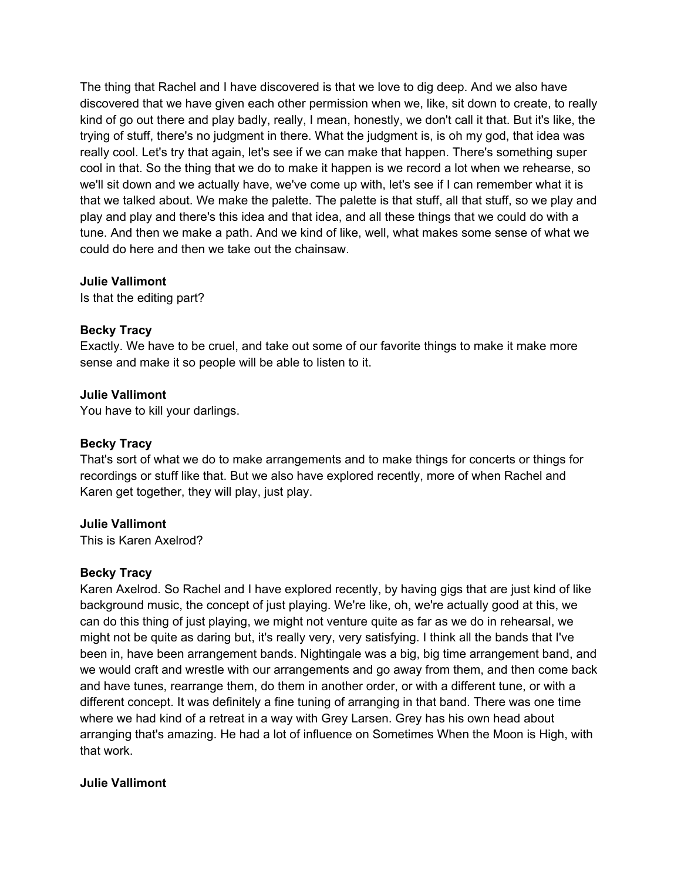The thing that Rachel and I have discovered is that we love to dig deep. And we also have discovered that we have given each other permission when we, like, sit down to create, to really kind of go out there and play badly, really, I mean, honestly, we don't call it that. But it's like, the trying of stuff, there's no judgment in there. What the judgment is, is oh my god, that idea was really cool. Let's try that again, let's see if we can make that happen. There's something super cool in that. So the thing that we do to make it happen is we record a lot when we rehearse, so we'll sit down and we actually have, we've come up with, let's see if I can remember what it is that we talked about. We make the palette. The palette is that stuff, all that stuff, so we play and play and play and there's this idea and that idea, and all these things that we could do with a tune. And then we make a path. And we kind of like, well, what makes some sense of what we could do here and then we take out the chainsaw.

**Julie Vallimont**
Is that the editing part?

**Becky Tracy**
Exactly. We have to be cruel, and take out some of our favorite things to make it make more sense and make it so people will be able to listen to it.

**Julie Vallimont**
You have to kill your darlings.

**Becky Tracy**
That's sort of what we do to make arrangements and to make things for concerts or things for recordings or stuff like that. But we also have explored recently, more of when Rachel and Karen get together, they will play, just play.

**Julie Vallimont**
This is Karen Axelrod?

**Becky Tracy**
Karen Axelrod. So Rachel and I have explored recently, by having gigs that are just kind of like background music, the concept of just playing. We're like, oh, we're actually good at this, we can do this thing of just playing, we might not venture quite as far as we do in rehearsal, we might not be quite as daring but, it's really very, very satisfying. I think all the bands that I've been in, have been arrangement bands. Nightingale was a big, big time arrangement band, and we would craft and wrestle with our arrangements and go away from them, and then come back and have tunes, rearrange them, do them in another order, or with a different tune, or with a different concept. It was definitely a fine tuning of arranging in that band. There was one time where we had kind of a retreat in a way with Grey Larsen. Grey has his own head about arranging that's amazing. He had a lot of influence on Sometimes When the Moon is High, with that work.

**Julie Vallimont**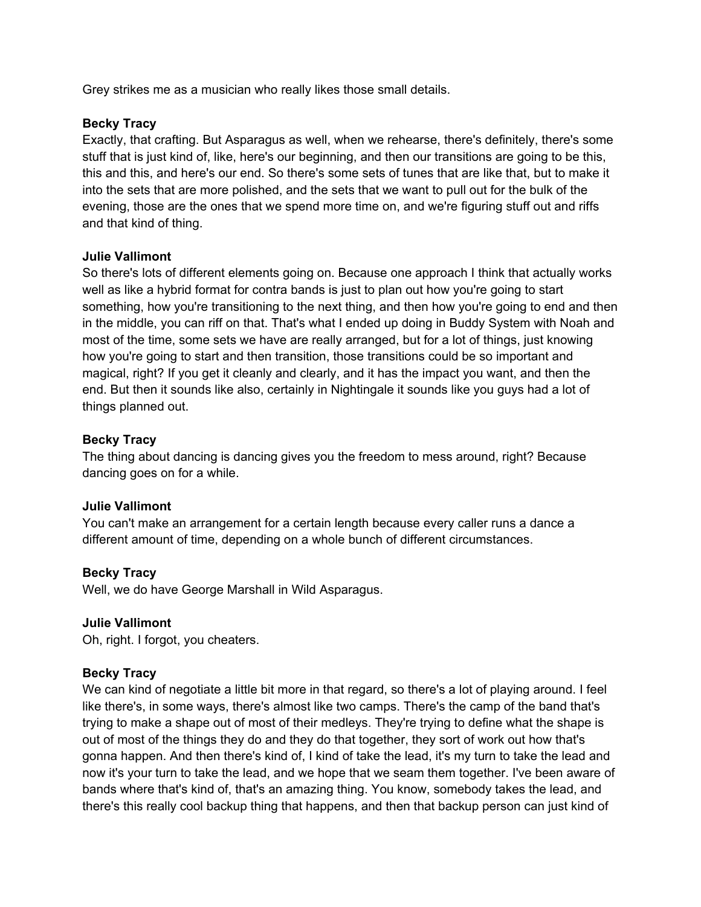Grey strikes me as a musician who really likes those small details.

**Becky Tracy**
Exactly, that crafting. But Asparagus as well, when we rehearse, there's definitely, there's some stuff that is just kind of, like, here's our beginning, and then our transitions are going to be this, this and this, and here's our end. So there's some sets of tunes that are like that, but to make it into the sets that are more polished, and the sets that we want to pull out for the bulk of the evening, those are the ones that we spend more time on, and we're figuring stuff out and riffs and that kind of thing.

**Julie Vallimont**
So there's lots of different elements going on. Because one approach I think that actually works well as like a hybrid format for contra bands is just to plan out how you're going to start something, how you're transitioning to the next thing, and then how you're going to end and then in the middle, you can riff on that. That's what I ended up doing in Buddy System with Noah and most of the time, some sets we have are really arranged, but for a lot of things, just knowing how you're going to start and then transition, those transitions could be so important and magical, right? If you get it cleanly and clearly, and it has the impact you want, and then the end. But then it sounds like also, certainly in Nightingale it sounds like you guys had a lot of things planned out.

**Becky Tracy**
The thing about dancing is dancing gives you the freedom to mess around, right? Because dancing goes on for a while.

**Julie Vallimont**
You can't make an arrangement for a certain length because every caller runs a dance a different amount of time, depending on a whole bunch of different circumstances.

**Becky Tracy**
Well, we do have George Marshall in Wild Asparagus.

**Julie Vallimont**
Oh, right. I forgot, you cheaters.

**Becky Tracy**
We can kind of negotiate a little bit more in that regard, so there's a lot of playing around. I feel like there's, in some ways, there's almost like two camps. There's the camp of the band that's trying to make a shape out of most of their medleys. They're trying to define what the shape is out of most of the things they do and they do that together, they sort of work out how that's gonna happen. And then there's kind of, I kind of take the lead, it's my turn to take the lead and now it's your turn to take the lead, and we hope that we seam them together. I've been aware of bands where that's kind of, that's an amazing thing. You know, somebody takes the lead, and there's this really cool backup thing that happens, and then that backup person can just kind of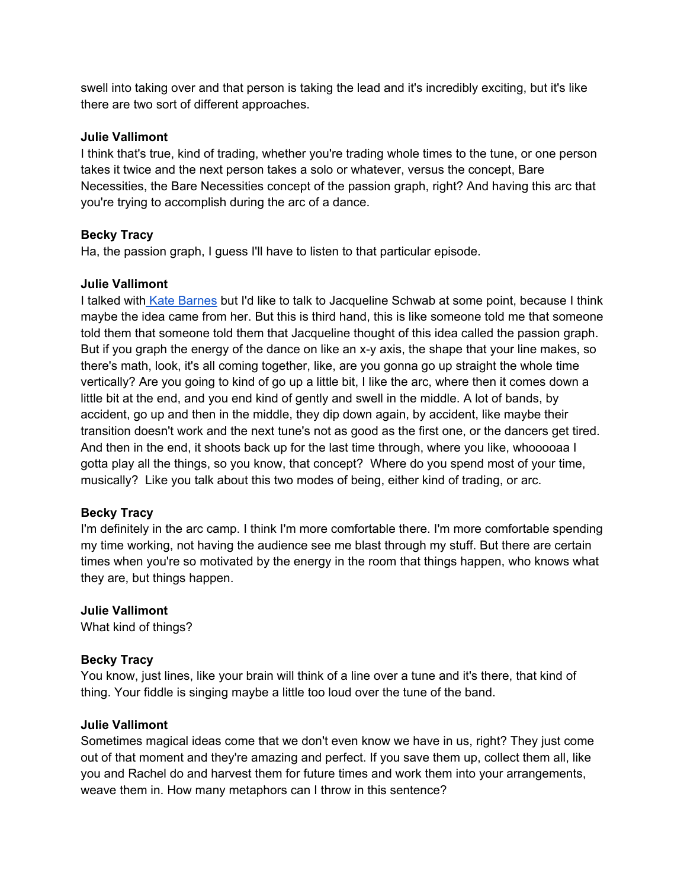swell into taking over and that person is taking the lead and it's incredibly exciting, but it's like there are two sort of different approaches.

**Julie Vallimont**
I think that's true, kind of trading, whether you're trading whole times to the tune, or one person takes it twice and the next person takes a solo or whatever, versus the concept, Bare Necessities, the Bare Necessities concept of the passion graph, right? And having this arc that you're trying to accomplish during the arc of a dance.

**Becky Tracy**
Ha, the passion graph, I guess I'll have to listen to that particular episode.

**Julie Vallimont**
I talked with [Kate Barnes]() but I'd like to talk to Jacqueline Schwab at some point, because I think maybe the idea came from her. But this is third hand, this is like someone told me that someone told them that someone told them that Jacqueline thought of this idea called the passion graph. But if you graph the energy of the dance on like an x-y axis, the shape that your line makes, so there's math, look, it's all coming together, like, are you gonna go up straight the whole time vertically? Are you going to kind of go up a little bit, I like the arc, where then it comes down a little bit at the end, and you end kind of gently and swell in the middle. A lot of bands, by accident, go up and then in the middle, they dip down again, by accident, like maybe their transition doesn't work and the next tune's not as good as the first one, or the dancers get tired. And then in the end, it shoots back up for the last time through, where you like, whoooooaa I gotta play all the things, so you know, that concept? Where do you spend most of your time, musically? Like you talk about this two modes of being, either kind of trading, or arc.

**Becky Tracy**
I'm definitely in the arc camp. I think I'm more comfortable there. I'm more comfortable spending my time working, not having the audience see me blast through my stuff. But there are certain times when you're so motivated by the energy in the room that things happen, who knows what they are, but things happen.

**Julie Vallimont**
What kind of things?

**Becky Tracy**
You know, just lines, like your brain will think of a line over a tune and it's there, that kind of thing. Your fiddle is singing maybe a little too loud over the tune of the band.

**Julie Vallimont**
Sometimes magical ideas come that we don't even know we have in us, right? They just come out of that moment and they're amazing and perfect. If you save them up, collect them all, like you and Rachel do and harvest them for future times and work them into your arrangements, weave them in. How many metaphors can I throw in this sentence?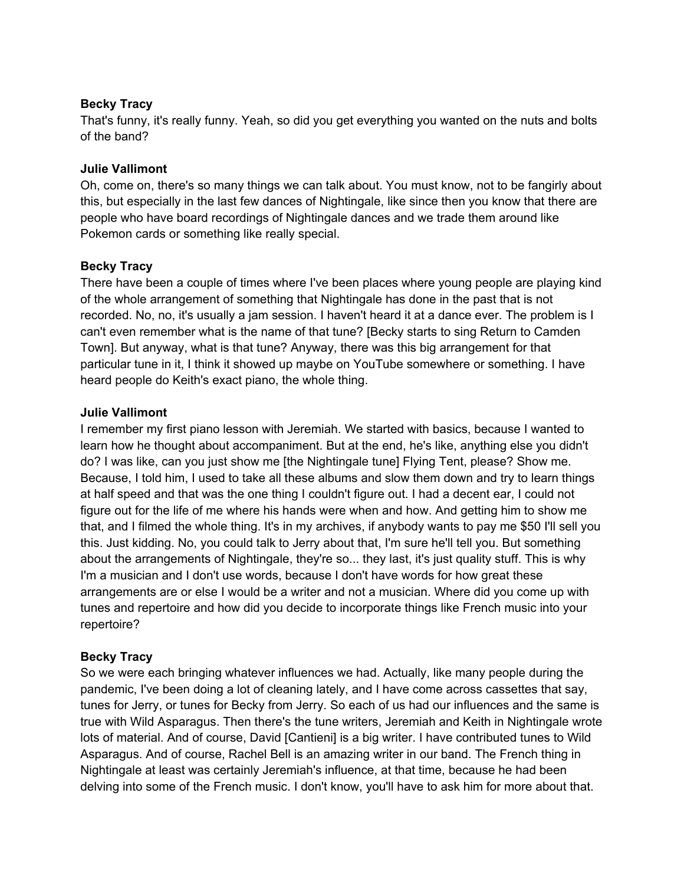**Becky Tracy**
That's funny, it's really funny. Yeah, so did you get everything you wanted on the nuts and bolts of the band?

**Julie Vallimont**
Oh, come on, there's so many things we can talk about. You must know, not to be fangirly about this, but especially in the last few dances of Nightingale, like since then you know that there are people who have board recordings of Nightingale dances and we trade them around like Pokemon cards or something like really special.

**Becky Tracy**
There have been a couple of times where I've been places where young people are playing kind of the whole arrangement of something that Nightingale has done in the past that is not recorded. No, no, it's usually a jam session. I haven't heard it at a dance ever. The problem is I can't even remember what is the name of that tune? [Becky starts to sing Return to Camden Town]. But anyway, what is that tune? Anyway, there was this big arrangement for that particular tune in it, I think it showed up maybe on YouTube somewhere or something. I have heard people do Keith's exact piano, the whole thing.

**Julie Vallimont**
I remember my first piano lesson with Jeremiah. We started with basics, because I wanted to learn how he thought about accompaniment. But at the end, he's like, anything else you didn't do? I was like, can you just show me [the Nightingale tune] Flying Tent, please? Show me. Because, I told him, I used to take all these albums and slow them down and try to learn things at half speed and that was the one thing I couldn't figure out. I had a decent ear, I could not figure out for the life of me where his hands were when and how. And getting him to show me that, and I filmed the whole thing. It's in my archives, if anybody wants to pay me $50 I'll sell you this. Just kidding. No, you could talk to Jerry about that, I'm sure he'll tell you. But something about the arrangements of Nightingale, they're so... they last, it's just quality stuff. This is why I'm a musician and I don't use words, because I don't have words for how great these arrangements are or else I would be a writer and not a musician. Where did you come up with tunes and repertoire and how did you decide to incorporate things like French music into your repertoire?

**Becky Tracy**
So we were each bringing whatever influences we had. Actually, like many people during the pandemic, I've been doing a lot of cleaning lately, and I have come across cassettes that say, tunes for Jerry, or tunes for Becky from Jerry. So each of us had our influences and the same is true with Wild Asparagus. Then there's the tune writers, Jeremiah and Keith in Nightingale wrote lots of material. And of course, David [Cantieni] is a big writer. I have contributed tunes to Wild Asparagus. And of course, Rachel Bell is an amazing writer in our band. The French thing in Nightingale at least was certainly Jeremiah's influence, at that time, because he had been delving into some of the French music. I don't know, you'll have to ask him for more about that.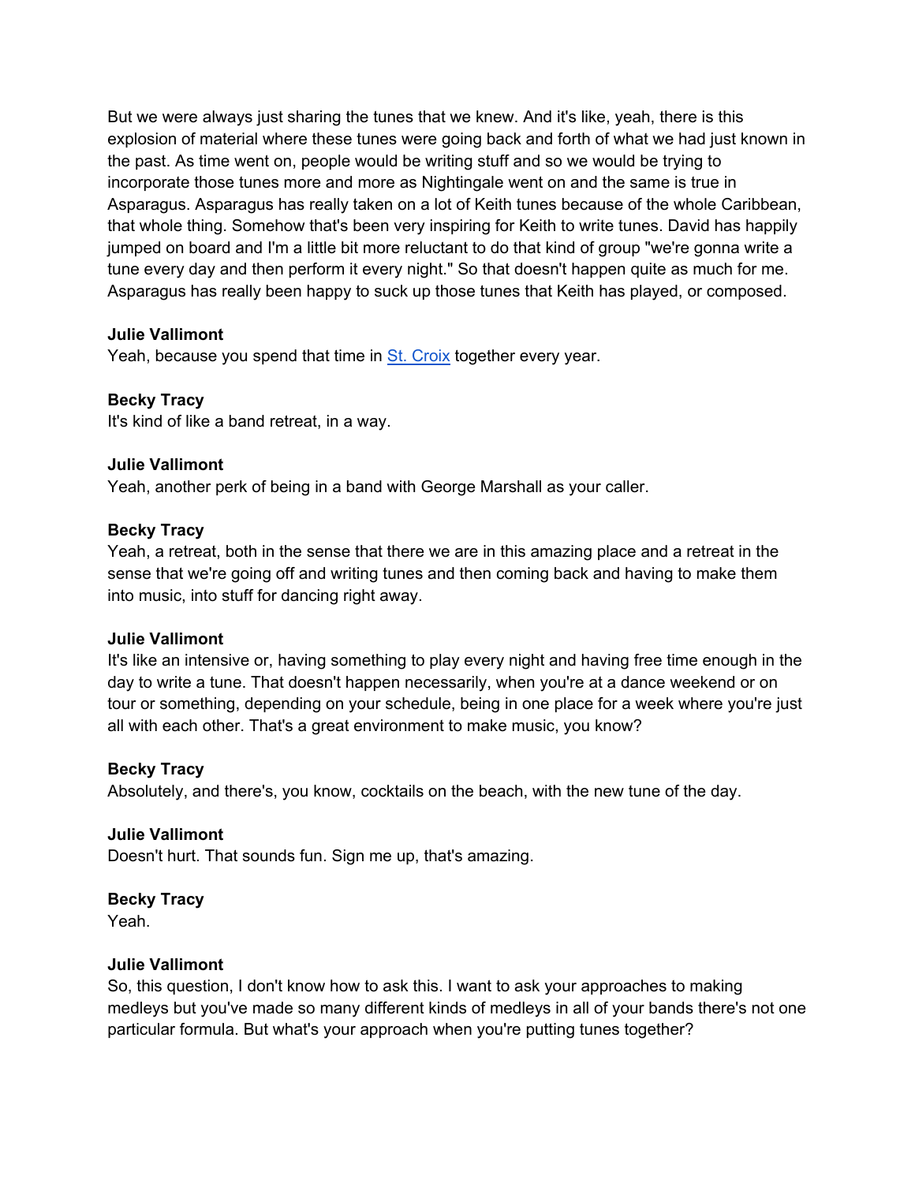But we were always just sharing the tunes that we knew. And it's like, yeah, there is this explosion of material where these tunes were going back and forth of what we had just known in the past. As time went on, people would be writing stuff and so we would be trying to incorporate those tunes more and more as Nightingale went on and the same is true in Asparagus. Asparagus has really taken on a lot of Keith tunes because of the whole Caribbean, that whole thing. Somehow that's been very inspiring for Keith to write tunes. David has happily jumped on board and I'm a little bit more reluctant to do that kind of group "we're gonna write a tune every day and then perform it every night." So that doesn't happen quite as much for me. Asparagus has really been happy to suck up those tunes that Keith has played, or composed.

**Julie Vallimont**
Yeah, because you spend that time in [St. Croix](https://) together every year.

**Becky Tracy**
It's kind of like a band retreat, in a way.

**Julie Vallimont**
Yeah, another perk of being in a band with George Marshall as your caller.

**Becky Tracy**
Yeah, a retreat, both in the sense that there we are in this amazing place and a retreat in the sense that we're going off and writing tunes and then coming back and having to make them into music, into stuff for dancing right away.

**Julie Vallimont**
It's like an intensive or, having something to play every night and having free time enough in the day to write a tune. That doesn't happen necessarily, when you're at a dance weekend or on tour or something, depending on your schedule, being in one place for a week where you're just all with each other. That's a great environment to make music, you know?

**Becky Tracy**
Absolutely, and there's, you know, cocktails on the beach, with the new tune of the day.

**Julie Vallimont**
Doesn't hurt. That sounds fun. Sign me up, that's amazing.

**Becky Tracy**
Yeah.

**Julie Vallimont**
So, this question, I don't know how to ask this. I want to ask your approaches to making medleys but you've made so many different kinds of medleys in all of your bands there's not one particular formula. But what's your approach when you're putting tunes together?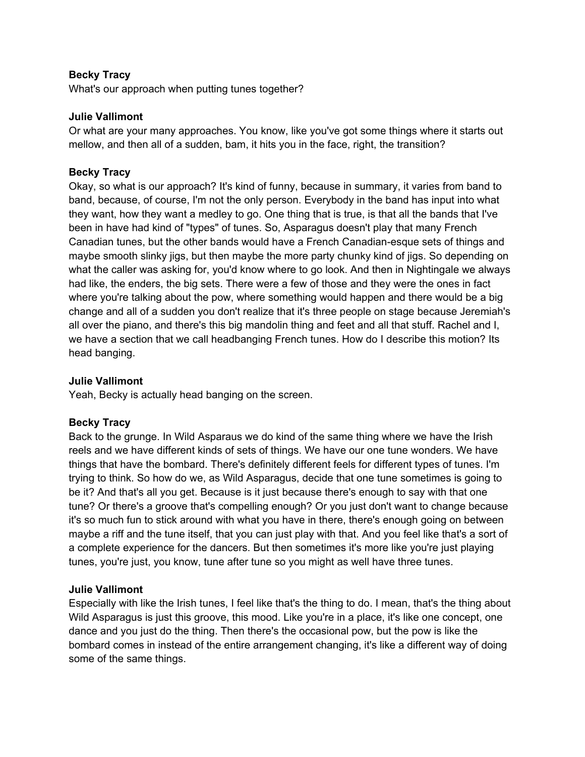**Becky Tracy**
What's our approach when putting tunes together?

**Julie Vallimont**
Or what are your many approaches. You know, like you've got some things where it starts out mellow, and then all of a sudden, bam, it hits you in the face, right, the transition?

**Becky Tracy**
Okay, so what is our approach? It's kind of funny, because in summary, it varies from band to band, because, of course, I'm not the only person. Everybody in the band has input into what they want, how they want a medley to go. One thing that is true, is that all the bands that I've been in have had kind of "types" of tunes. So, Asparagus doesn't play that many French Canadian tunes, but the other bands would have a French Canadian-esque sets of things and maybe smooth slinky jigs, but then maybe the more party chunky kind of jigs. So depending on what the caller was asking for, you'd know where to go look. And then in Nightingale we always had like, the enders, the big sets. There were a few of those and they were the ones in fact where you're talking about the pow, where something would happen and there would be a big change and all of a sudden you don't realize that it's three people on stage because Jeremiah's all over the piano, and there's this big mandolin thing and feet and all that stuff. Rachel and I, we have a section that we call headbanging French tunes. How do I describe this motion? Its head banging.

**Julie Vallimont**
Yeah, Becky is actually head banging on the screen.

**Becky Tracy**
Back to the grunge. In Wild Asparaus we do kind of the same thing where we have the Irish reels and we have different kinds of sets of things. We have our one tune wonders. We have things that have the bombard. There's definitely different feels for different types of tunes. I'm trying to think. So how do we, as Wild Asparagus, decide that one tune sometimes is going to be it? And that's all you get. Because is it just because there's enough to say with that one tune? Or there's a groove that's compelling enough? Or you just don't want to change because it's so much fun to stick around with what you have in there, there's enough going on between maybe a riff and the tune itself, that you can just play with that. And you feel like that's a sort of a complete experience for the dancers. But then sometimes it's more like you're just playing tunes, you're just, you know, tune after tune so you might as well have three tunes.

**Julie Vallimont**
Especially with like the Irish tunes, I feel like that's the thing to do. I mean, that's the thing about Wild Asparagus is just this groove, this mood. Like you're in a place, it's like one concept, one dance and you just do the thing. Then there's the occasional pow, but the pow is like the bombard comes in instead of the entire arrangement changing, it's like a different way of doing some of the same things.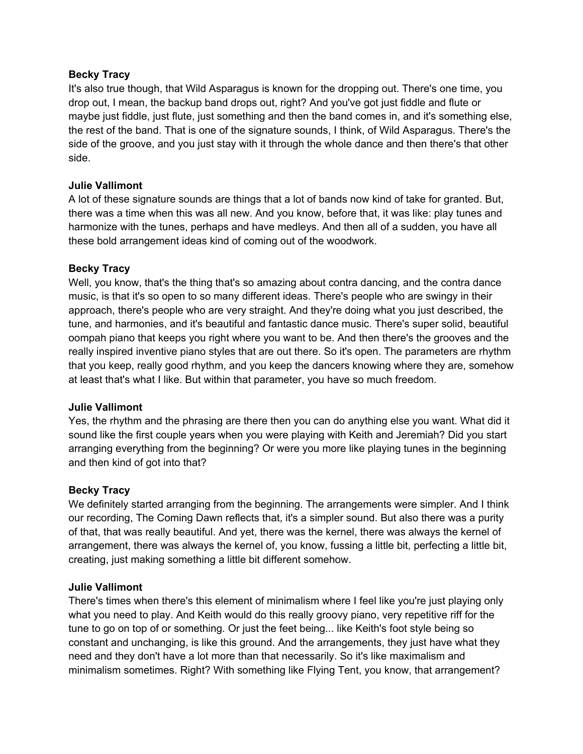**Becky Tracy**
It's also true though, that Wild Asparagus is known for the dropping out. There's one time, you drop out, I mean, the backup band drops out, right? And you've got just fiddle and flute or maybe just fiddle, just flute, just something and then the band comes in, and it's something else, the rest of the band. That is one of the signature sounds, I think, of Wild Asparagus. There's the side of the groove, and you just stay with it through the whole dance and then there's that other side.

**Julie Vallimont**
A lot of these signature sounds are things that a lot of bands now kind of take for granted. But, there was a time when this was all new. And you know, before that, it was like: play tunes and harmonize with the tunes, perhaps and have medleys. And then all of a sudden, you have all these bold arrangement ideas kind of coming out of the woodwork.

**Becky Tracy**
Well, you know, that's the thing that's so amazing about contra dancing, and the contra dance music, is that it's so open to so many different ideas. There's people who are swingy in their approach, there's people who are very straight. And they're doing what you just described, the tune, and harmonies, and it's beautiful and fantastic dance music. There's super solid, beautiful oompah piano that keeps you right where you want to be. And then there's the grooves and the really inspired inventive piano styles that are out there. So it's open. The parameters are rhythm that you keep, really good rhythm, and you keep the dancers knowing where they are, somehow at least that's what I like. But within that parameter, you have so much freedom.

**Julie Vallimont**
Yes, the rhythm and the phrasing are there then you can do anything else you want. What did it sound like the first couple years when you were playing with Keith and Jeremiah? Did you start arranging everything from the beginning? Or were you more like playing tunes in the beginning and then kind of got into that?

**Becky Tracy**
We definitely started arranging from the beginning. The arrangements were simpler. And I think our recording, The Coming Dawn reflects that, it's a simpler sound. But also there was a purity of that, that was really beautiful. And yet, there was the kernel, there was always the kernel of arrangement, there was always the kernel of, you know, fussing a little bit, perfecting a little bit, creating, just making something a little bit different somehow.

**Julie Vallimont**
There's times when there's this element of minimalism where I feel like you're just playing only what you need to play. And Keith would do this really groovy piano, very repetitive riff for the tune to go on top of or something. Or just the feet being... like Keith's foot style being so constant and unchanging, is like this ground. And the arrangements, they just have what they need and they don't have a lot more than that necessarily. So it's like maximalism and minimalism sometimes. Right? With something like Flying Tent, you know, that arrangement?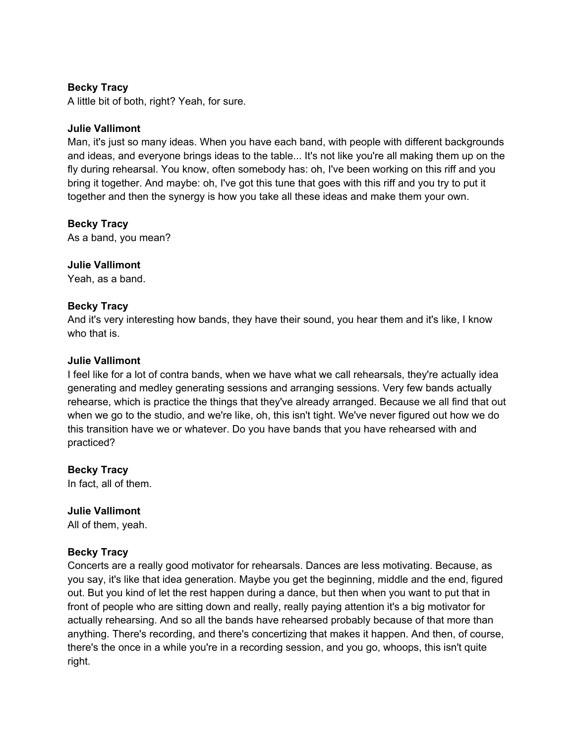**Becky Tracy**
A little bit of both, right? Yeah, for sure.

**Julie Vallimont**
Man, it's just so many ideas. When you have each band, with people with different backgrounds and ideas, and everyone brings ideas to the table... It's not like you're all making them up on the fly during rehearsal. You know, often somebody has: oh, I've been working on this riff and you bring it together. And maybe: oh, I've got this tune that goes with this riff and you try to put it together and then the synergy is how you take all these ideas and make them your own.

**Becky Tracy**
As a band, you mean?

**Julie Vallimont**
Yeah, as a band.

**Becky Tracy**
And it's very interesting how bands, they have their sound, you hear them and it's like, I know who that is.

**Julie Vallimont**
I feel like for a lot of contra bands, when we have what we call rehearsals, they're actually idea generating and medley generating sessions and arranging sessions. Very few bands actually rehearse, which is practice the things that they've already arranged. Because we all find that out when we go to the studio, and we're like, oh, this isn't tight. We've never figured out how we do this transition have we or whatever. Do you have bands that you have rehearsed with and practiced?

**Becky Tracy**
In fact, all of them.

**Julie Vallimont**
All of them, yeah.

**Becky Tracy**
Concerts are a really good motivator for rehearsals. Dances are less motivating. Because, as you say, it's like that idea generation. Maybe you get the beginning, middle and the end, figured out. But you kind of let the rest happen during a dance, but then when you want to put that in front of people who are sitting down and really, really paying attention it's a big motivator for actually rehearsing. And so all the bands have rehearsed probably because of that more than anything. There's recording, and there's concertizing that makes it happen. And then, of course, there's the once in a while you're in a recording session, and you go, whoops, this isn't quite right.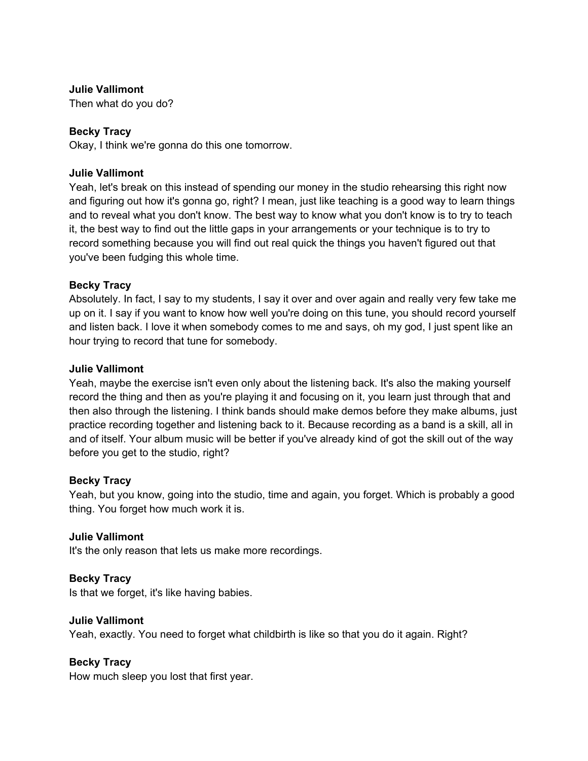**Julie Vallimont**
Then what do you do?

**Becky Tracy**
Okay, I think we're gonna do this one tomorrow.

**Julie Vallimont**
Yeah, let's break on this instead of spending our money in the studio rehearsing this right now and figuring out how it's gonna go, right? I mean, just like teaching is a good way to learn things and to reveal what you don't know. The best way to know what you don't know is to try to teach it, the best way to find out the little gaps in your arrangements or your technique is to try to record something because you will find out real quick the things you haven't figured out that you've been fudging this whole time.

**Becky Tracy**
Absolutely. In fact, I say to my students, I say it over and over again and really very few take me up on it. I say if you want to know how well you're doing on this tune, you should record yourself and listen back. I love it when somebody comes to me and says, oh my god, I just spent like an hour trying to record that tune for somebody.

**Julie Vallimont**
Yeah, maybe the exercise isn't even only about the listening back. It's also the making yourself record the thing and then as you're playing it and focusing on it, you learn just through that and then also through the listening. I think bands should make demos before they make albums, just practice recording together and listening back to it. Because recording as a band is a skill, all in and of itself. Your album music will be better if you've already kind of got the skill out of the way before you get to the studio, right?

**Becky Tracy**
Yeah, but you know, going into the studio, time and again, you forget. Which is probably a good thing. You forget how much work it is.

**Julie Vallimont**
It's the only reason that lets us make more recordings.

**Becky Tracy**
Is that we forget, it's like having babies.

**Julie Vallimont**
Yeah, exactly. You need to forget what childbirth is like so that you do it again. Right?

**Becky Tracy**
How much sleep you lost that first year.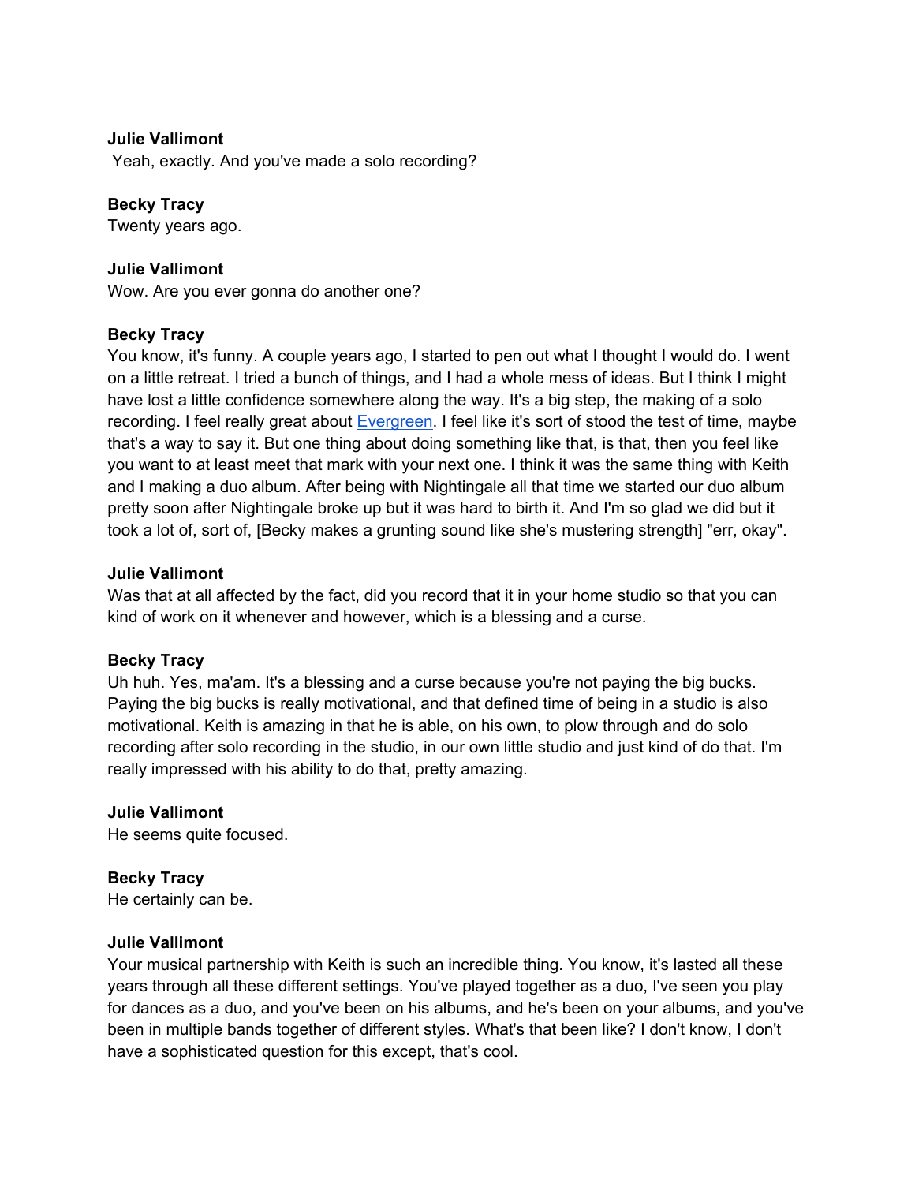**Julie Vallimont**
Yeah, exactly. And you've made a solo recording?

**Becky Tracy**
Twenty years ago.

**Julie Vallimont**
Wow. Are you ever gonna do another one?

**Becky Tracy**
You know, it's funny. A couple years ago, I started to pen out what I thought I would do. I went on a little retreat. I tried a bunch of things, and I had a whole mess of ideas. But I think I might have lost a little confidence somewhere along the way. It's a big step, the making of a solo recording. I feel really great about Evergreen. I feel like it's sort of stood the test of time, maybe that's a way to say it. But one thing about doing something like that, is that, then you feel like you want to at least meet that mark with your next one. I think it was the same thing with Keith and I making a duo album. After being with Nightingale all that time we started our duo album pretty soon after Nightingale broke up but it was hard to birth it. And I'm so glad we did but it took a lot of, sort of, [Becky makes a grunting sound like she's mustering strength] "err, okay".

**Julie Vallimont**
Was that at all affected by the fact, did you record that it in your home studio so that you can kind of work on it whenever and however, which is a blessing and a curse.

**Becky Tracy**
Uh huh. Yes, ma'am. It's a blessing and a curse because you're not paying the big bucks. Paying the big bucks is really motivational, and that defined time of being in a studio is also motivational. Keith is amazing in that he is able, on his own, to plow through and do solo recording after solo recording in the studio, in our own little studio and just kind of do that. I'm really impressed with his ability to do that, pretty amazing.

**Julie Vallimont**
He seems quite focused.

**Becky Tracy**
He certainly can be.

**Julie Vallimont**
Your musical partnership with Keith is such an incredible thing. You know, it's lasted all these years through all these different settings. You've played together as a duo, I've seen you play for dances as a duo, and you've been on his albums, and he's been on your albums, and you've been in multiple bands together of different styles. What's that been like? I don't know, I don't have a sophisticated question for this except, that's cool.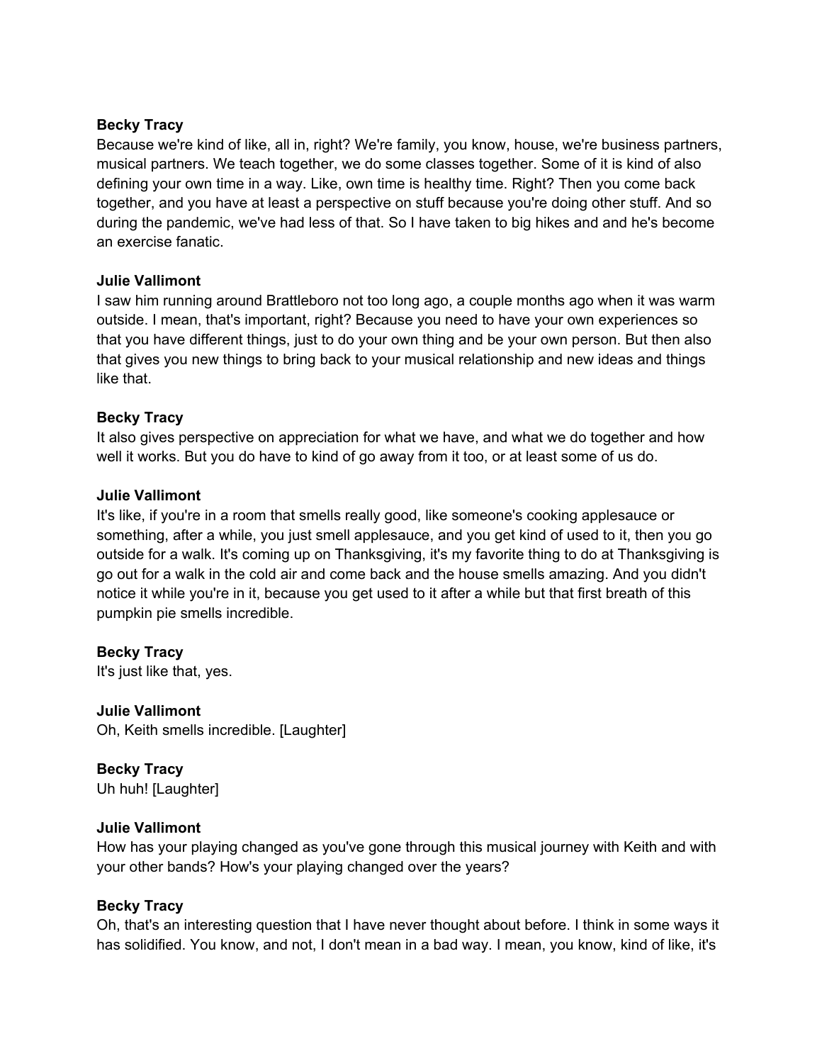**Becky Tracy**
Because we're kind of like, all in, right? We're family, you know, house, we're business partners, musical partners. We teach together, we do some classes together. Some of it is kind of also defining your own time in a way. Like, own time is healthy time. Right? Then you come back together, and you have at least a perspective on stuff because you're doing other stuff. And so during the pandemic, we've had less of that. So I have taken to big hikes and and he's become an exercise fanatic.

**Julie Vallimont**
I saw him running around Brattleboro not too long ago, a couple months ago when it was warm outside. I mean, that's important, right? Because you need to have your own experiences so that you have different things, just to do your own thing and be your own person. But then also that gives you new things to bring back to your musical relationship and new ideas and things like that.

**Becky Tracy**
It also gives perspective on appreciation for what we have, and what we do together and how well it works. But you do have to kind of go away from it too, or at least some of us do.

**Julie Vallimont**
It's like, if you're in a room that smells really good, like someone's cooking applesauce or something, after a while, you just smell applesauce, and you get kind of used to it, then you go outside for a walk. It's coming up on Thanksgiving, it's my favorite thing to do at Thanksgiving is go out for a walk in the cold air and come back and the house smells amazing. And you didn't notice it while you're in it, because you get used to it after a while but that first breath of this pumpkin pie smells incredible.

**Becky Tracy**
It's just like that, yes.

**Julie Vallimont**
Oh, Keith smells incredible. [Laughter]

**Becky Tracy**
Uh huh! [Laughter]

**Julie Vallimont**
How has your playing changed as you've gone through this musical journey with Keith and with your other bands? How's your playing changed over the years?

**Becky Tracy**
Oh, that's an interesting question that I have never thought about before. I think in some ways it has solidified. You know, and not, I don't mean in a bad way. I mean, you know, kind of like, it's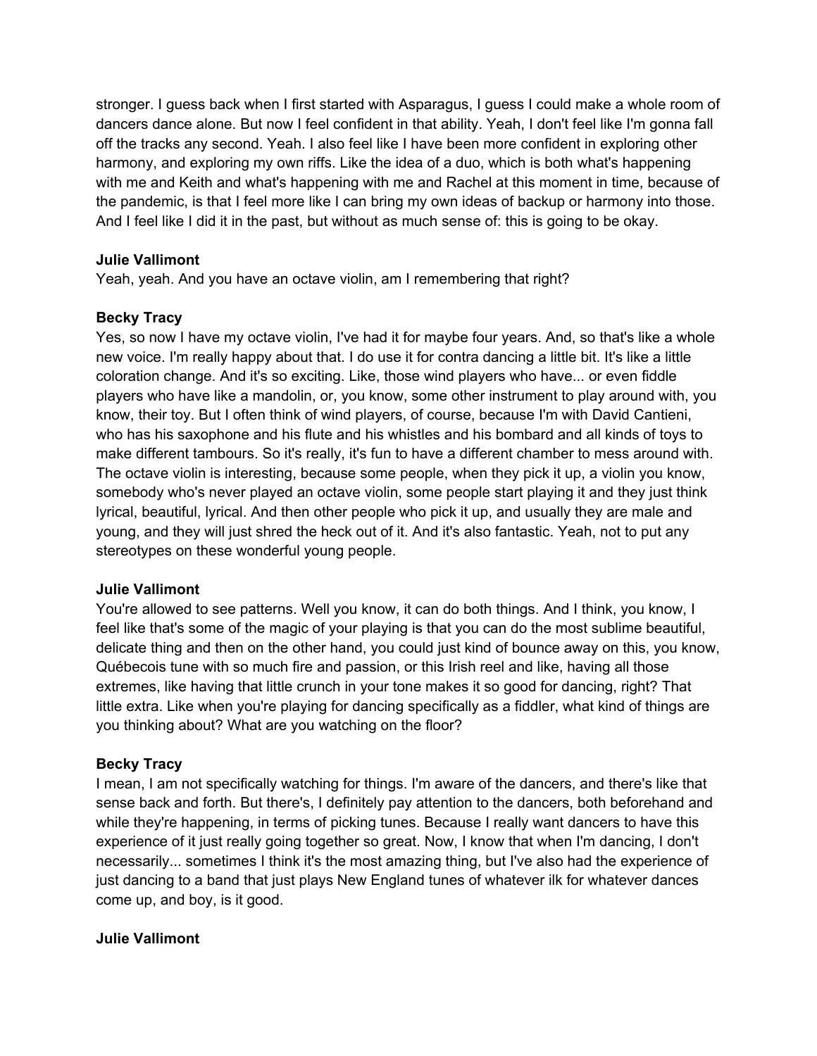stronger. I guess back when I first started with Asparagus, I guess I could make a whole room of dancers dance alone. But now I feel confident in that ability. Yeah, I don't feel like I'm gonna fall off the tracks any second. Yeah. I also feel like I have been more confident in exploring other harmony, and exploring my own riffs. Like the idea of a duo, which is both what's happening with me and Keith and what's happening with me and Rachel at this moment in time, because of the pandemic, is that I feel more like I can bring my own ideas of backup or harmony into those. And I feel like I did it in the past, but without as much sense of: this is going to be okay.

**Julie Vallimont**

Yeah, yeah. And you have an octave violin, am I remembering that right?

**Becky Tracy**

Yes, so now I have my octave violin, I've had it for maybe four years. And, so that's like a whole new voice. I'm really happy about that. I do use it for contra dancing a little bit. It's like a little coloration change. And it's so exciting. Like, those wind players who have... or even fiddle players who have like a mandolin, or, you know, some other instrument to play around with, you know, their toy. But I often think of wind players, of course, because I'm with David Cantieni, who has his saxophone and his flute and his whistles and his bombard and all kinds of toys to make different tambours. So it's really, it's fun to have a different chamber to mess around with. The octave violin is interesting, because some people, when they pick it up, a violin you know, somebody who's never played an octave violin, some people start playing it and they just think lyrical, beautiful, lyrical. And then other people who pick it up, and usually they are male and young, and they will just shred the heck out of it. And it's also fantastic. Yeah, not to put any stereotypes on these wonderful young people.

**Julie Vallimont**

You're allowed to see patterns. Well you know, it can do both things. And I think, you know, I feel like that's some of the magic of your playing is that you can do the most sublime beautiful, delicate thing and then on the other hand, you could just kind of bounce away on this, you know, Québecois tune with so much fire and passion, or this Irish reel and like, having all those extremes, like having that little crunch in your tone makes it so good for dancing, right? That little extra. Like when you're playing for dancing specifically as a fiddler, what kind of things are you thinking about? What are you watching on the floor?

**Becky Tracy**

I mean, I am not specifically watching for things. I'm aware of the dancers, and there's like that sense back and forth. But there's, I definitely pay attention to the dancers, both beforehand and while they're happening, in terms of picking tunes. Because I really want dancers to have this experience of it just really going together so great. Now, I know that when I'm dancing, I don't necessarily... sometimes I think it's the most amazing thing, but I've also had the experience of just dancing to a band that just plays New England tunes of whatever ilk for whatever dances come up, and boy, is it good.

**Julie Vallimont**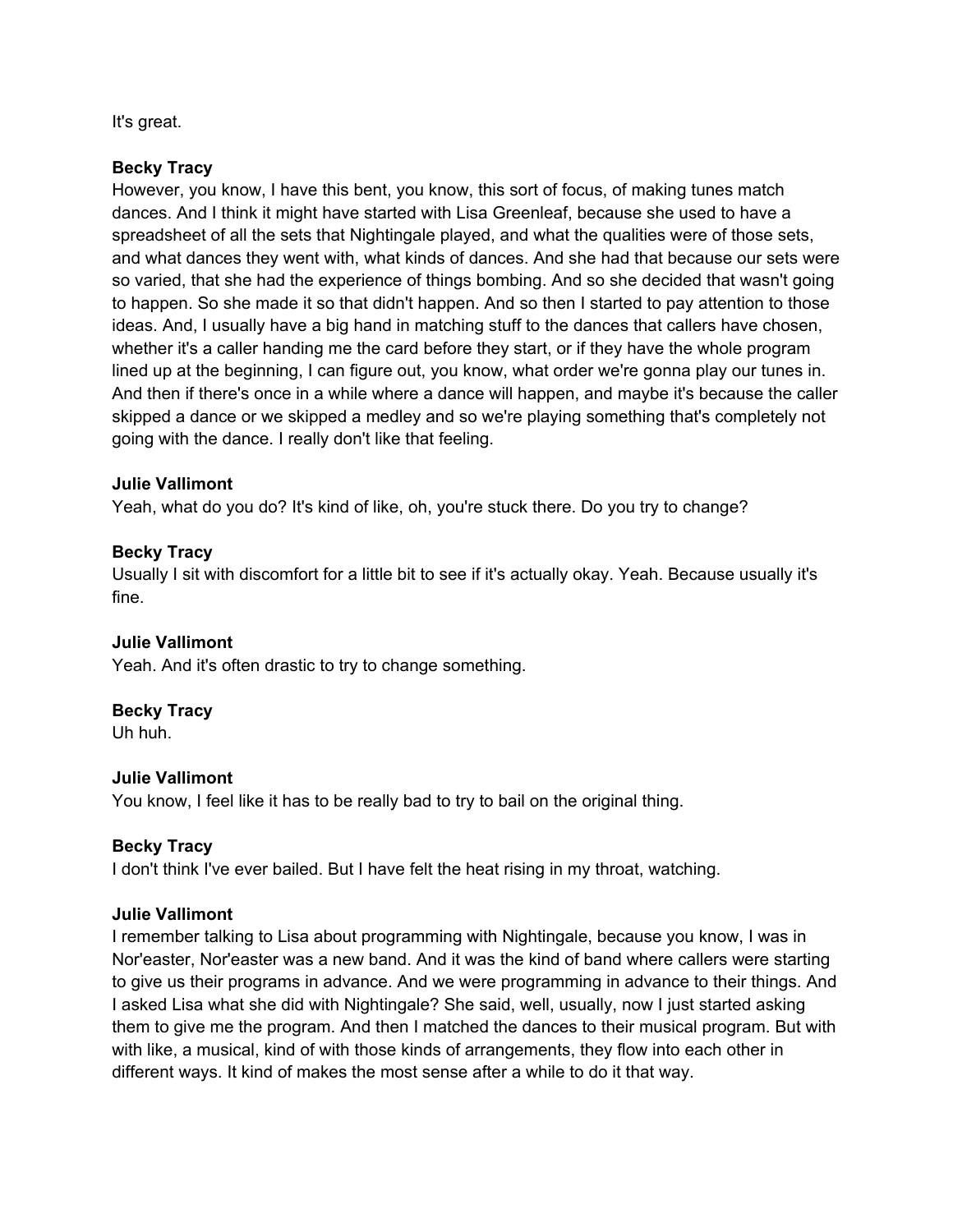It's great.

**Becky Tracy**
However, you know, I have this bent, you know, this sort of focus, of making tunes match dances. And I think it might have started with Lisa Greenleaf, because she used to have a spreadsheet of all the sets that Nightingale played, and what the qualities were of those sets, and what dances they went with, what kinds of dances. And she had that because our sets were so varied, that she had the experience of things bombing. And so she decided that wasn't going to happen. So she made it so that didn't happen. And so then I started to pay attention to those ideas. And, I usually have a big hand in matching stuff to the dances that callers have chosen, whether it's a caller handing me the card before they start, or if they have the whole program lined up at the beginning, I can figure out, you know, what order we're gonna play our tunes in. And then if there's once in a while where a dance will happen, and maybe it's because the caller skipped a dance or we skipped a medley and so we're playing something that's completely not going with the dance. I really don't like that feeling.

**Julie Vallimont**
Yeah, what do you do? It's kind of like, oh, you're stuck there. Do you try to change?

**Becky Tracy**
Usually I sit with discomfort for a little bit to see if it's actually okay. Yeah. Because usually it's fine.

**Julie Vallimont**
Yeah. And it's often drastic to try to change something.

**Becky Tracy**
Uh huh.

**Julie Vallimont**
You know, I feel like it has to be really bad to try to bail on the original thing.

**Becky Tracy**
I don't think I've ever bailed. But I have felt the heat rising in my throat, watching.

**Julie Vallimont**
I remember talking to Lisa about programming with Nightingale, because you know, I was in Nor'easter, Nor'easter was a new band. And it was the kind of band where callers were starting to give us their programs in advance. And we were programming in advance to their things. And I asked Lisa what she did with Nightingale? She said, well, usually, now I just started asking them to give me the program. And then I matched the dances to their musical program. But with with like, a musical, kind of with those kinds of arrangements, they flow into each other in different ways. It kind of makes the most sense after a while to do it that way.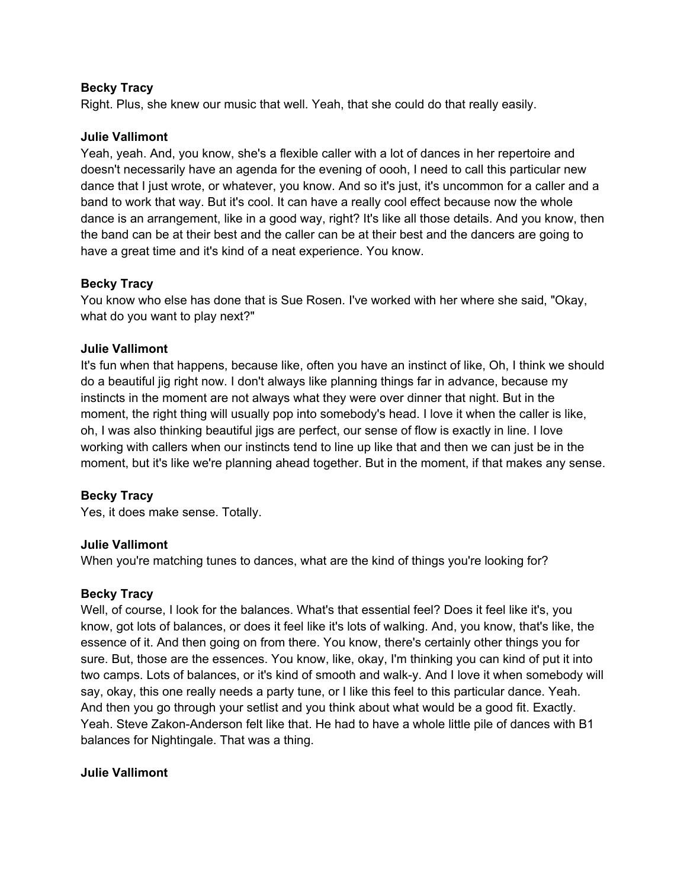**Becky Tracy**
Right. Plus, she knew our music that well. Yeah, that she could do that really easily.

**Julie Vallimont**
Yeah, yeah. And, you know, she's a flexible caller with a lot of dances in her repertoire and doesn't necessarily have an agenda for the evening of oooh, I need to call this particular new dance that I just wrote, or whatever, you know. And so it's just, it's uncommon for a caller and a band to work that way. But it's cool. It can have a really cool effect because now the whole dance is an arrangement, like in a good way, right? It's like all those details. And you know, then the band can be at their best and the caller can be at their best and the dancers are going to have a great time and it's kind of a neat experience. You know.

**Becky Tracy**
You know who else has done that is Sue Rosen. I've worked with her where she said, "Okay, what do you want to play next?"

**Julie Vallimont**
It's fun when that happens, because like, often you have an instinct of like, Oh, I think we should do a beautiful jig right now. I don't always like planning things far in advance, because my instincts in the moment are not always what they were over dinner that night. But in the moment, the right thing will usually pop into somebody's head. I love it when the caller is like, oh, I was also thinking beautiful jigs are perfect, our sense of flow is exactly in line. I love working with callers when our instincts tend to line up like that and then we can just be in the moment, but it's like we're planning ahead together. But in the moment, if that makes any sense.

**Becky Tracy**
Yes, it does make sense. Totally.

**Julie Vallimont**
When you're matching tunes to dances, what are the kind of things you're looking for?

**Becky Tracy**
Well, of course, I look for the balances. What's that essential feel? Does it feel like it's, you know, got lots of balances, or does it feel like it's lots of walking. And, you know, that's like, the essence of it. And then going on from there. You know, there's certainly other things you for sure. But, those are the essences. You know, like, okay, I'm thinking you can kind of put it into two camps. Lots of balances, or it's kind of smooth and walk-y. And I love it when somebody will say, okay, this one really needs a party tune, or I like this feel to this particular dance. Yeah. And then you go through your setlist and you think about what would be a good fit. Exactly. Yeah. Steve Zakon-Anderson felt like that. He had to have a whole little pile of dances with B1 balances for Nightingale. That was a thing.

**Julie Vallimont**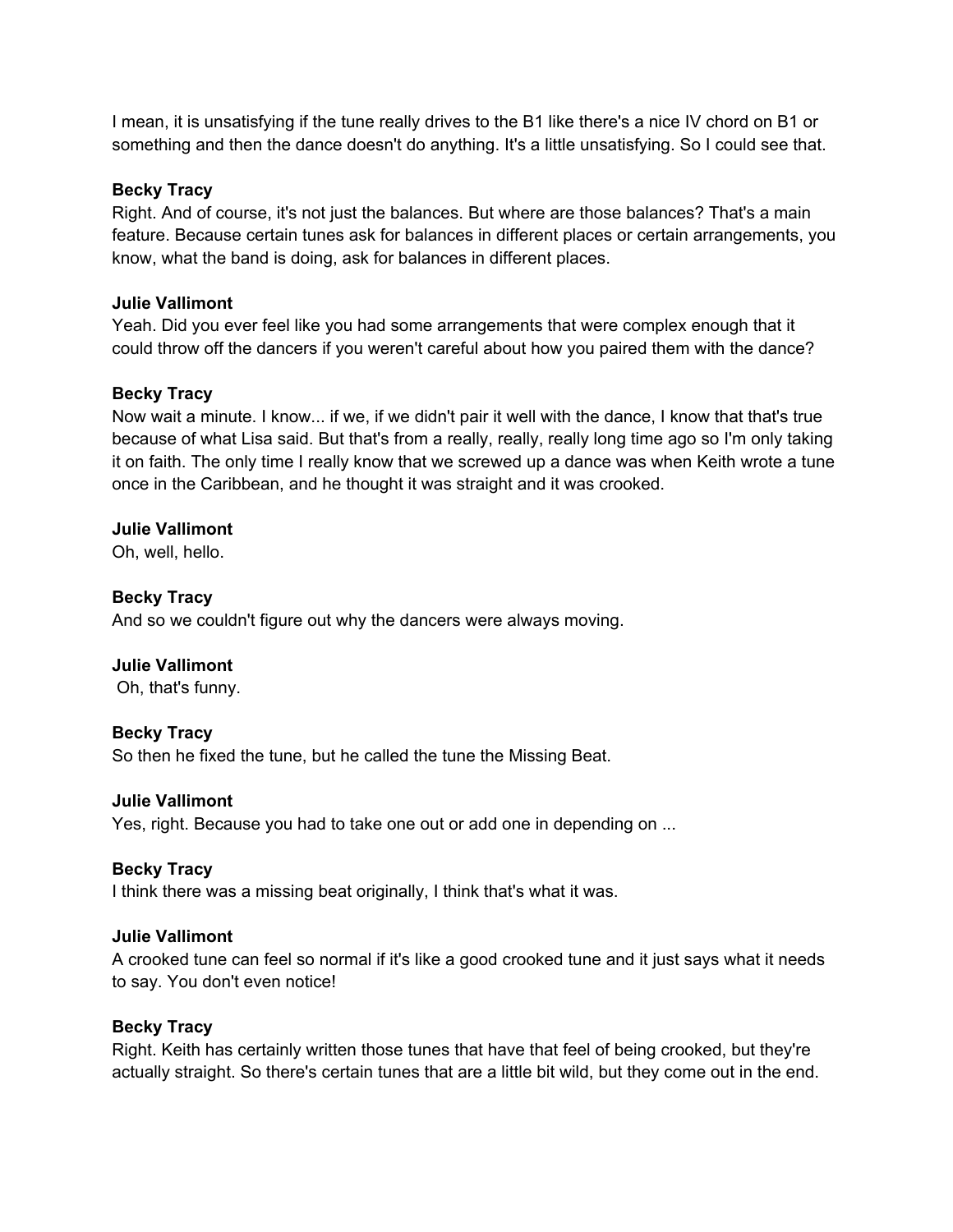I mean, it is unsatisfying if the tune really drives to the B1 like there's a nice IV chord on B1 or something and then the dance doesn't do anything. It's a little unsatisfying. So I could see that.

**Becky Tracy**
Right. And of course, it's not just the balances. But where are those balances? That's a main feature. Because certain tunes ask for balances in different places or certain arrangements, you know, what the band is doing, ask for balances in different places.

**Julie Vallimont**
Yeah. Did you ever feel like you had some arrangements that were complex enough that it could throw off the dancers if you weren't careful about how you paired them with the dance?

**Becky Tracy**
Now wait a minute. I know... if we, if we didn't pair it well with the dance, I know that that's true because of what Lisa said. But that's from a really, really, really long time ago so I'm only taking it on faith. The only time I really know that we screwed up a dance was when Keith wrote a tune once in the Caribbean, and he thought it was straight and it was crooked.

**Julie Vallimont**
Oh, well, hello.

**Becky Tracy**
And so we couldn't figure out why the dancers were always moving.

**Julie Vallimont**
Oh, that's funny.

**Becky Tracy**
So then he fixed the tune, but he called the tune the Missing Beat.

**Julie Vallimont**
Yes, right. Because you had to take one out or add one in depending on ...

**Becky Tracy**
I think there was a missing beat originally, I think that's what it was.

**Julie Vallimont**
A crooked tune can feel so normal if it's like a good crooked tune and it just says what it needs to say. You don't even notice!

**Becky Tracy**
Right. Keith has certainly written those tunes that have that feel of being crooked, but they're actually straight. So there's certain tunes that are a little bit wild, but they come out in the end.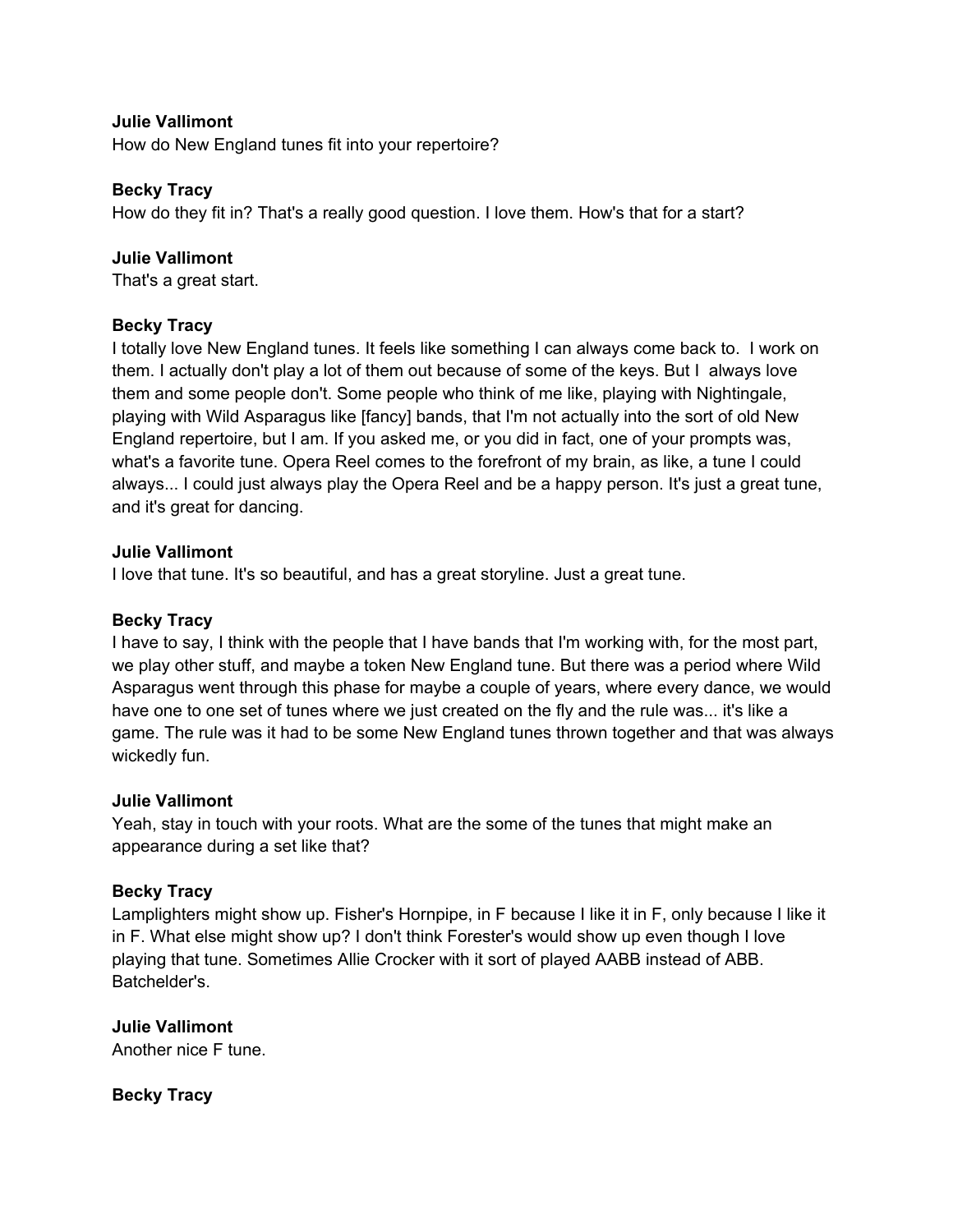**Julie Vallimont**
How do New England tunes fit into your repertoire?

**Becky Tracy**
How do they fit in? That's a really good question. I love them. How's that for a start?

**Julie Vallimont**
That's a great start.

**Becky Tracy**
I totally love New England tunes. It feels like something I can always come back to. I work on them. I actually don't play a lot of them out because of some of the keys. But I always love them and some people don't. Some people who think of me like, playing with Nightingale, playing with Wild Asparagus like [fancy] bands, that I'm not actually into the sort of old New England repertoire, but I am. If you asked me, or you did in fact, one of your prompts was, what's a favorite tune. Opera Reel comes to the forefront of my brain, as like, a tune I could always... I could just always play the Opera Reel and be a happy person. It's just a great tune, and it's great for dancing.

**Julie Vallimont**
I love that tune. It's so beautiful, and has a great storyline. Just a great tune.

**Becky Tracy**
I have to say, I think with the people that I have bands that I'm working with, for the most part, we play other stuff, and maybe a token New England tune. But there was a period where Wild Asparagus went through this phase for maybe a couple of years, where every dance, we would have one to one set of tunes where we just created on the fly and the rule was... it's like a game. The rule was it had to be some New England tunes thrown together and that was always wickedly fun.

**Julie Vallimont**
Yeah, stay in touch with your roots. What are the some of the tunes that might make an appearance during a set like that?

**Becky Tracy**
Lamplighters might show up. Fisher's Hornpipe, in F because I like it in F, only because I like it in F. What else might show up? I don't think Forester's would show up even though I love playing that tune. Sometimes Allie Crocker with it sort of played AABB instead of ABB. Batchelder's.

**Julie Vallimont**
Another nice F tune.

**Becky Tracy**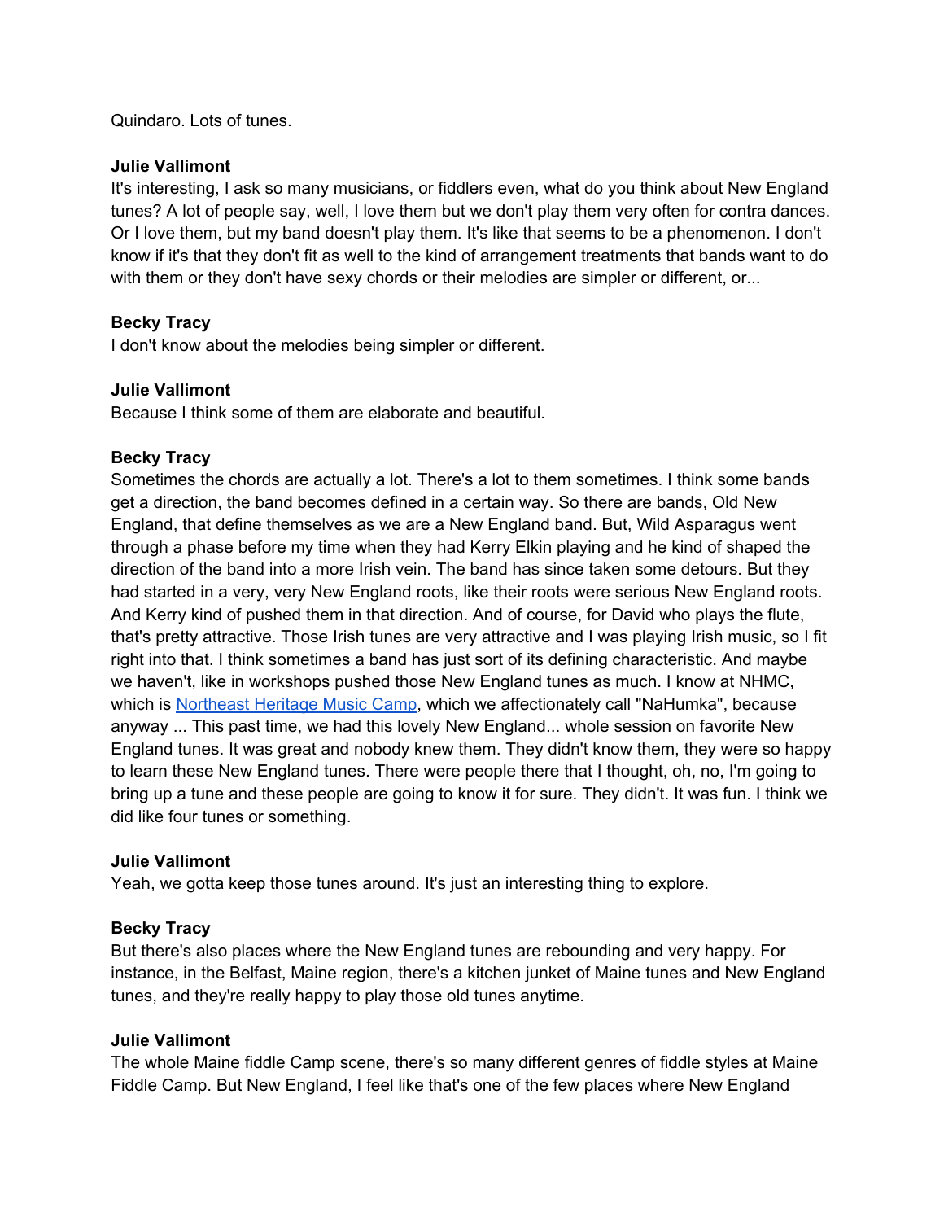Quindaro. Lots of tunes.

**Julie Vallimont**
It's interesting, I ask so many musicians, or fiddlers even, what do you think about New England tunes? A lot of people say, well, I love them but we don't play them very often for contra dances. Or I love them, but my band doesn't play them. It's like that seems to be a phenomenon. I don't know if it's that they don't fit as well to the kind of arrangement treatments that bands want to do with them or they don't have sexy chords or their melodies are simpler or different, or...

**Becky Tracy**
I don't know about the melodies being simpler or different.

**Julie Vallimont**
Because I think some of them are elaborate and beautiful.

**Becky Tracy**
Sometimes the chords are actually a lot. There's a lot to them sometimes. I think some bands get a direction, the band becomes defined in a certain way. So there are bands, Old New England, that define themselves as we are a New England band. But, Wild Asparagus went through a phase before my time when they had Kerry Elkin playing and he kind of shaped the direction of the band into a more Irish vein. The band has since taken some detours. But they had started in a very, very New England roots, like their roots were serious New England roots. And Kerry kind of pushed them in that direction. And of course, for David who plays the flute, that's pretty attractive. Those Irish tunes are very attractive and I was playing Irish music, so I fit right into that. I think sometimes a band has just sort of its defining characteristic. And maybe we haven't, like in workshops pushed those New England tunes as much. I know at NHMC, which is [Northeast Heritage Music Camp](), which we affectionately call "NaHumka", because anyway ... This past time, we had this lovely New England... whole session on favorite New England tunes. It was great and nobody knew them. They didn't know them, they were so happy to learn these New England tunes. There were people there that I thought, oh, no, I'm going to bring up a tune and these people are going to know it for sure. They didn't. It was fun. I think we did like four tunes or something.

**Julie Vallimont**
Yeah, we gotta keep those tunes around. It's just an interesting thing to explore.

**Becky Tracy**
But there's also places where the New England tunes are rebounding and very happy. For instance, in the Belfast, Maine region, there's a kitchen junket of Maine tunes and New England tunes, and they're really happy to play those old tunes anytime.

**Julie Vallimont**
The whole Maine fiddle Camp scene, there's so many different genres of fiddle styles at Maine Fiddle Camp. But New England, I feel like that's one of the few places where New England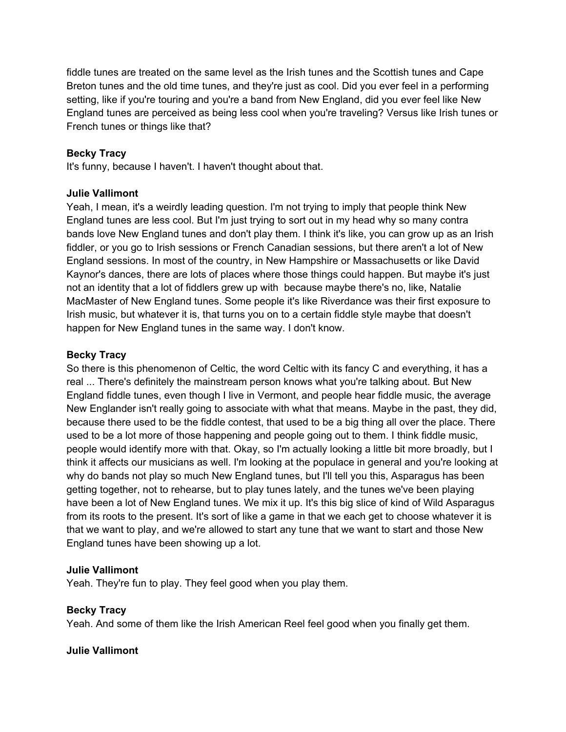fiddle tunes are treated on the same level as the Irish tunes and the Scottish tunes and Cape Breton tunes and the old time tunes, and they're just as cool. Did you ever feel in a performing setting, like if you're touring and you're a band from New England, did you ever feel like New England tunes are perceived as being less cool when you're traveling? Versus like Irish tunes or French tunes or things like that?

**Becky Tracy**
It's funny, because I haven't. I haven't thought about that.

**Julie Vallimont**
Yeah, I mean, it's a weirdly leading question. I'm not trying to imply that people think New England tunes are less cool. But I'm just trying to sort out in my head why so many contra bands love New England tunes and don't play them. I think it's like, you can grow up as an Irish fiddler, or you go to Irish sessions or French Canadian sessions, but there aren't a lot of New England sessions. In most of the country, in New Hampshire or Massachusetts or like David Kaynor's dances, there are lots of places where those things could happen. But maybe it's just not an identity that a lot of fiddlers grew up with because maybe there's no, like, Natalie MacMaster of New England tunes. Some people it's like Riverdance was their first exposure to Irish music, but whatever it is, that turns you on to a certain fiddle style maybe that doesn't happen for New England tunes in the same way. I don't know.

**Becky Tracy**
So there is this phenomenon of Celtic, the word Celtic with its fancy C and everything, it has a real ... There's definitely the mainstream person knows what you're talking about. But New England fiddle tunes, even though I live in Vermont, and people hear fiddle music, the average New Englander isn't really going to associate with what that means. Maybe in the past, they did, because there used to be the fiddle contest, that used to be a big thing all over the place. There used to be a lot more of those happening and people going out to them. I think fiddle music, people would identify more with that. Okay, so I'm actually looking a little bit more broadly, but I think it affects our musicians as well. I'm looking at the populace in general and you're looking at why do bands not play so much New England tunes, but I'll tell you this, Asparagus has been getting together, not to rehearse, but to play tunes lately, and the tunes we've been playing have been a lot of New England tunes. We mix it up. It's this big slice of kind of Wild Asparagus from its roots to the present. It's sort of like a game in that we each get to choose whatever it is that we want to play, and we're allowed to start any tune that we want to start and those New England tunes have been showing up a lot.

**Julie Vallimont**
Yeah. They're fun to play. They feel good when you play them.

**Becky Tracy**
Yeah. And some of them like the Irish American Reel feel good when you finally get them.

**Julie Vallimont**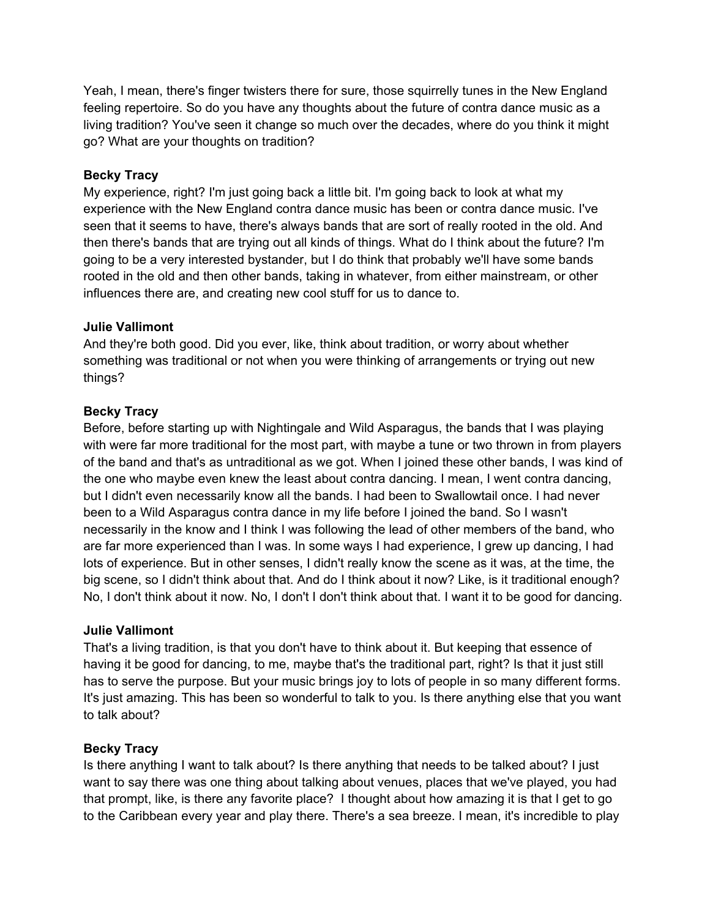Yeah, I mean, there's finger twisters there for sure, those squirrelly tunes in the New England feeling repertoire. So do you have any thoughts about the future of contra dance music as a living tradition? You've seen it change so much over the decades, where do you think it might go? What are your thoughts on tradition?

**Becky Tracy**
My experience, right? I'm just going back a little bit. I'm going back to look at what my experience with the New England contra dance music has been or contra dance music. I've seen that it seems to have, there's always bands that are sort of really rooted in the old. And then there's bands that are trying out all kinds of things. What do I think about the future? I'm going to be a very interested bystander, but I do think that probably we'll have some bands rooted in the old and then other bands, taking in whatever, from either mainstream, or other influences there are, and creating new cool stuff for us to dance to.

**Julie Vallimont**
And they're both good. Did you ever, like, think about tradition, or worry about whether something was traditional or not when you were thinking of arrangements or trying out new things?

**Becky Tracy**
Before, before starting up with Nightingale and Wild Asparagus, the bands that I was playing with were far more traditional for the most part, with maybe a tune or two thrown in from players of the band and that's as untraditional as we got. When I joined these other bands, I was kind of the one who maybe even knew the least about contra dancing. I mean, I went contra dancing, but I didn't even necessarily know all the bands. I had been to Swallowtail once. I had never been to a Wild Asparagus contra dance in my life before I joined the band. So I wasn't necessarily in the know and I think I was following the lead of other members of the band, who are far more experienced than I was. In some ways I had experience, I grew up dancing, I had lots of experience. But in other senses, I didn't really know the scene as it was, at the time, the big scene, so I didn't think about that. And do I think about it now? Like, is it traditional enough? No, I don't think about it now. No, I don't I don't think about that. I want it to be good for dancing.

**Julie Vallimont**
That's a living tradition, is that you don't have to think about it. But keeping that essence of having it be good for dancing, to me, maybe that's the traditional part, right? Is that it just still has to serve the purpose. But your music brings joy to lots of people in so many different forms. It's just amazing. This has been so wonderful to talk to you. Is there anything else that you want to talk about?

**Becky Tracy**
Is there anything I want to talk about? Is there anything that needs to be talked about? I just want to say there was one thing about talking about venues, places that we've played, you had that prompt, like, is there any favorite place? I thought about how amazing it is that I get to go to the Caribbean every year and play there. There's a sea breeze. I mean, it's incredible to play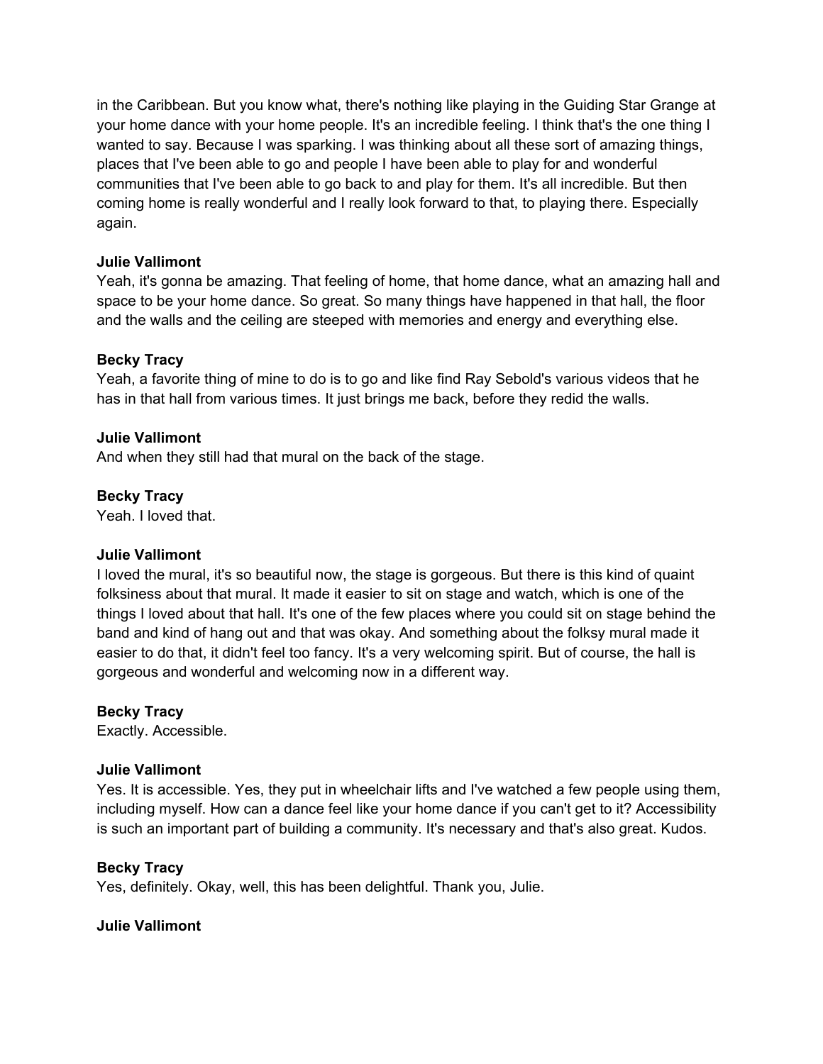in the Caribbean. But you know what, there's nothing like playing in the Guiding Star Grange at your home dance with your home people. It's an incredible feeling. I think that's the one thing I wanted to say. Because I was sparking. I was thinking about all these sort of amazing things, places that I've been able to go and people I have been able to play for and wonderful communities that I've been able to go back to and play for them. It's all incredible. But then coming home is really wonderful and I really look forward to that, to playing there. Especially again.

**Julie Vallimont**
Yeah, it's gonna be amazing. That feeling of home, that home dance, what an amazing hall and space to be your home dance. So great. So many things have happened in that hall, the floor and the walls and the ceiling are steeped with memories and energy and everything else.

**Becky Tracy**
Yeah, a favorite thing of mine to do is to go and like find Ray Sebold's various videos that he has in that hall from various times. It just brings me back, before they redid the walls.

**Julie Vallimont**
And when they still had that mural on the back of the stage.

**Becky Tracy**
Yeah. I loved that.

**Julie Vallimont**
I loved the mural, it's so beautiful now, the stage is gorgeous. But there is this kind of quaint folksiness about that mural. It made it easier to sit on stage and watch, which is one of the things I loved about that hall. It's one of the few places where you could sit on stage behind the band and kind of hang out and that was okay. And something about the folksy mural made it easier to do that, it didn't feel too fancy. It's a very welcoming spirit. But of course, the hall is gorgeous and wonderful and welcoming now in a different way.

**Becky Tracy**
Exactly. Accessible.

**Julie Vallimont**
Yes. It is accessible. Yes, they put in wheelchair lifts and I've watched a few people using them, including myself. How can a dance feel like your home dance if you can't get to it? Accessibility is such an important part of building a community. It's necessary and that's also great. Kudos.

**Becky Tracy**
Yes, definitely. Okay, well, this has been delightful. Thank you, Julie.

**Julie Vallimont**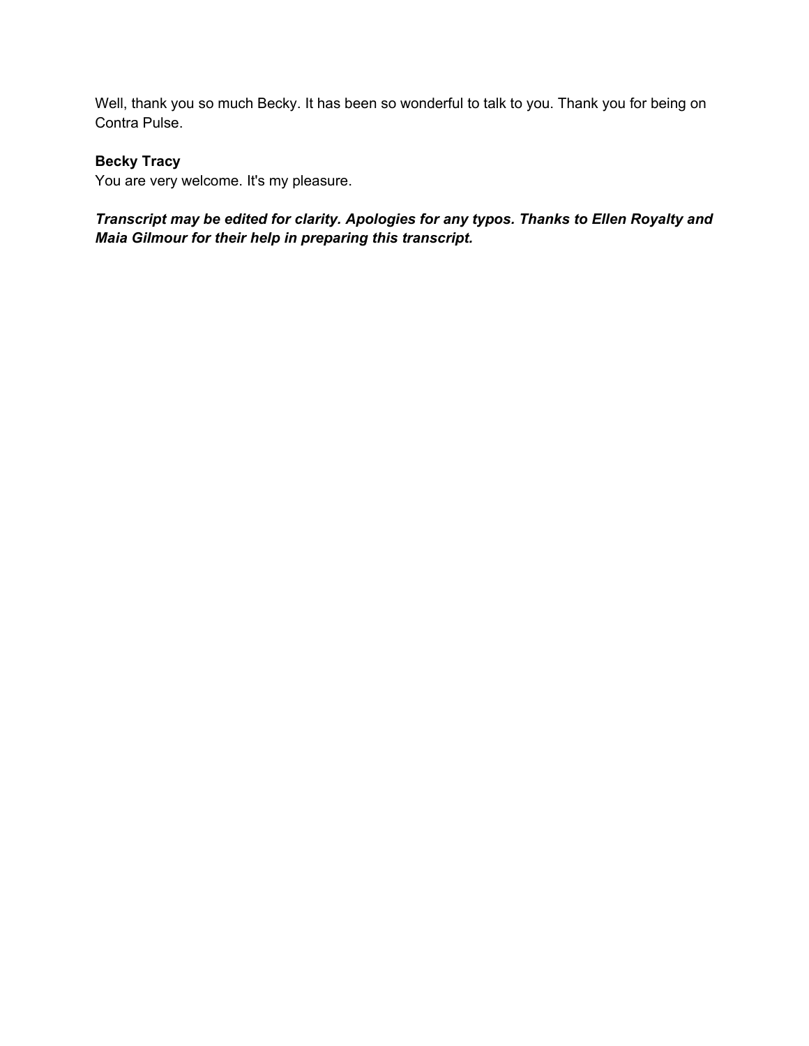Well, thank you so much Becky. It has been so wonderful to talk to you. Thank you for being on Contra Pulse.

**Becky Tracy**
You are very welcome. It's my pleasure.

***Transcript may be edited for clarity. Apologies for any typos. Thanks to Ellen Royalty and Maia Gilmour for their help in preparing this transcript.***